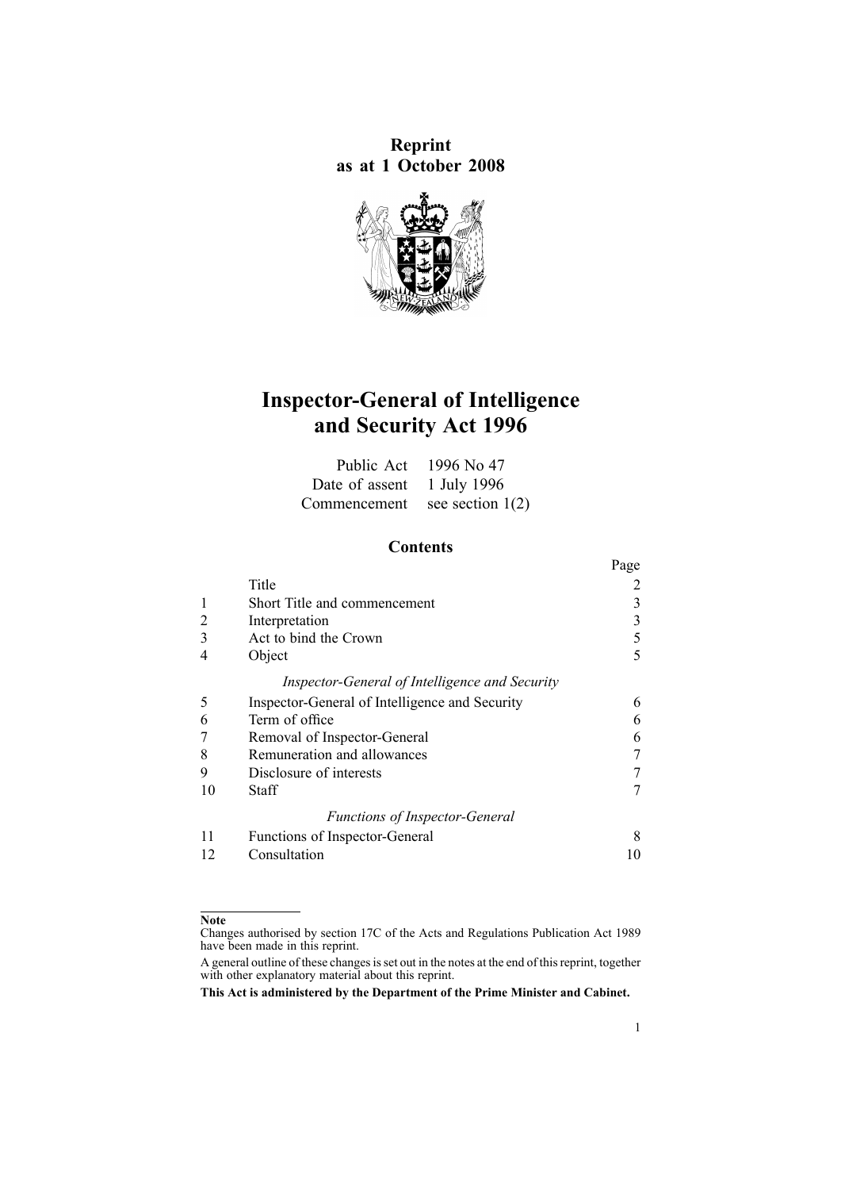**Reprint**
**as at 1 October 2008**

# Inspector-General of Intelligence and Security Act 1996

| | |
|---|---|
| Public Act | 1996 No 47 |
| Date of assent | 1 July 1996 |
| Commencement | see section 1(2) |

## Contents

| | | Page |
|---|---|---|
| | Title | 2 |
| 1 | Short Title and commencement | 3 |
| 2 | Interpretation | 3 |
| 3 | Act to bind the Crown | 5 |
| 4 | Object | 5 |
| | *Inspector-General of Intelligence and Security* | |
| 5 | Inspector-General of Intelligence and Security | 6 |
| 6 | Term of office | 6 |
| 7 | Removal of Inspector-General | 6 |
| 8 | Remuneration and allowances | 7 |
| 9 | Disclosure of interests | 7 |
| 10 | Staff | 7 |
| | *Functions of Inspector-General* | |
| 11 | Functions of Inspector-General | 8 |
| 12 | Consultation | 10 |

**Note**

Changes authorised by section 17C of the Acts and Regulations Publication Act 1989 have been made in this reprint.

A general outline of these changes is set out in the notes at the end of this reprint, together with other explanatory material about this reprint.

**This Act is administered by the Department of the Prime Minister and Cabinet.**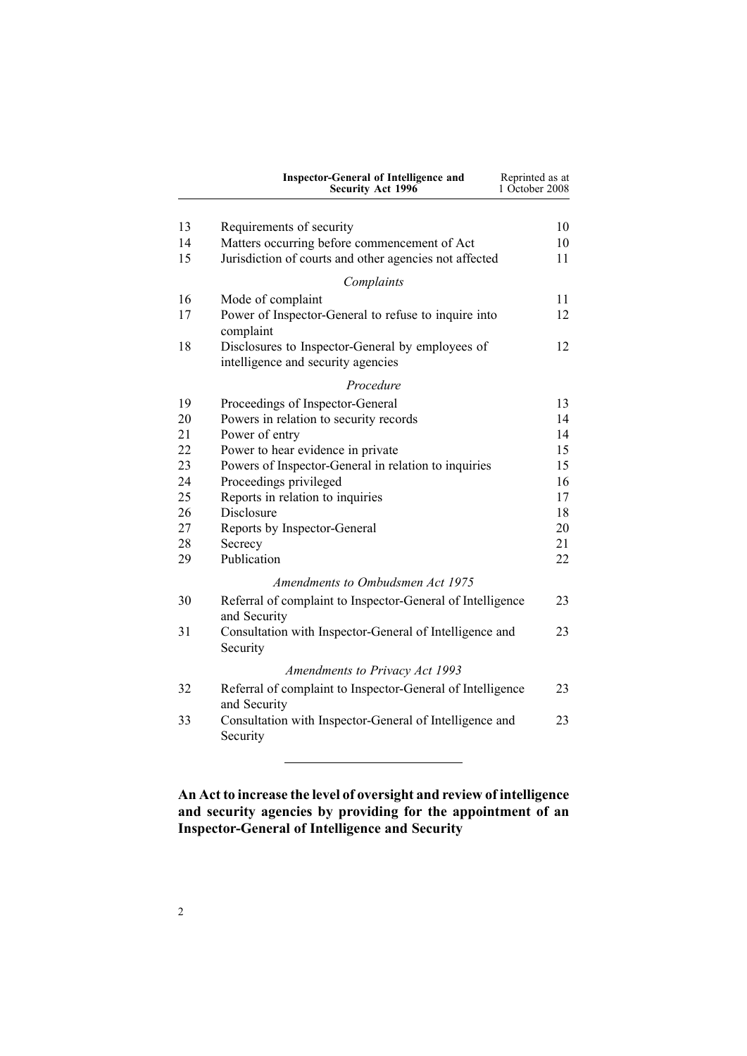| | | |
|---|---|---|
| 13 | Requirements of security | 10 |
| 14 | Matters occurring before commencement of Act | 10 |
| 15 | Jurisdiction of courts and other agencies not affected | 11 |
| | *Complaints* | |
| 16 | Mode of complaint | 11 |
| 17 | Power of Inspector-General to refuse to inquire into complaint | 12 |
| 18 | Disclosures to Inspector-General by employees of intelligence and security agencies | 12 |
| | *Procedure* | |
| 19 | Proceedings of Inspector-General | 13 |
| 20 | Powers in relation to security records | 14 |
| 21 | Power of entry | 14 |
| 22 | Power to hear evidence in private | 15 |
| 23 | Powers of Inspector-General in relation to inquiries | 15 |
| 24 | Proceedings privileged | 16 |
| 25 | Reports in relation to inquiries | 17 |
| 26 | Disclosure | 18 |
| 27 | Reports by Inspector-General | 20 |
| 28 | Secrecy | 21 |
| 29 | Publication | 22 |
| | *Amendments to Ombudsmen Act 1975* | |
| 30 | Referral of complaint to Inspector-General of Intelligence and Security | 23 |
| 31 | Consultation with Inspector-General of Intelligence and Security | 23 |
| | *Amendments to Privacy Act 1993* | |
| 32 | Referral of complaint to Inspector-General of Intelligence and Security | 23 |
| 33 | Consultation with Inspector-General of Intelligence and Security | 23 |

**An Act to increase the level of oversight and review of intelligence and security agencies by providing for the appointment of an Inspector-General of Intelligence and Security**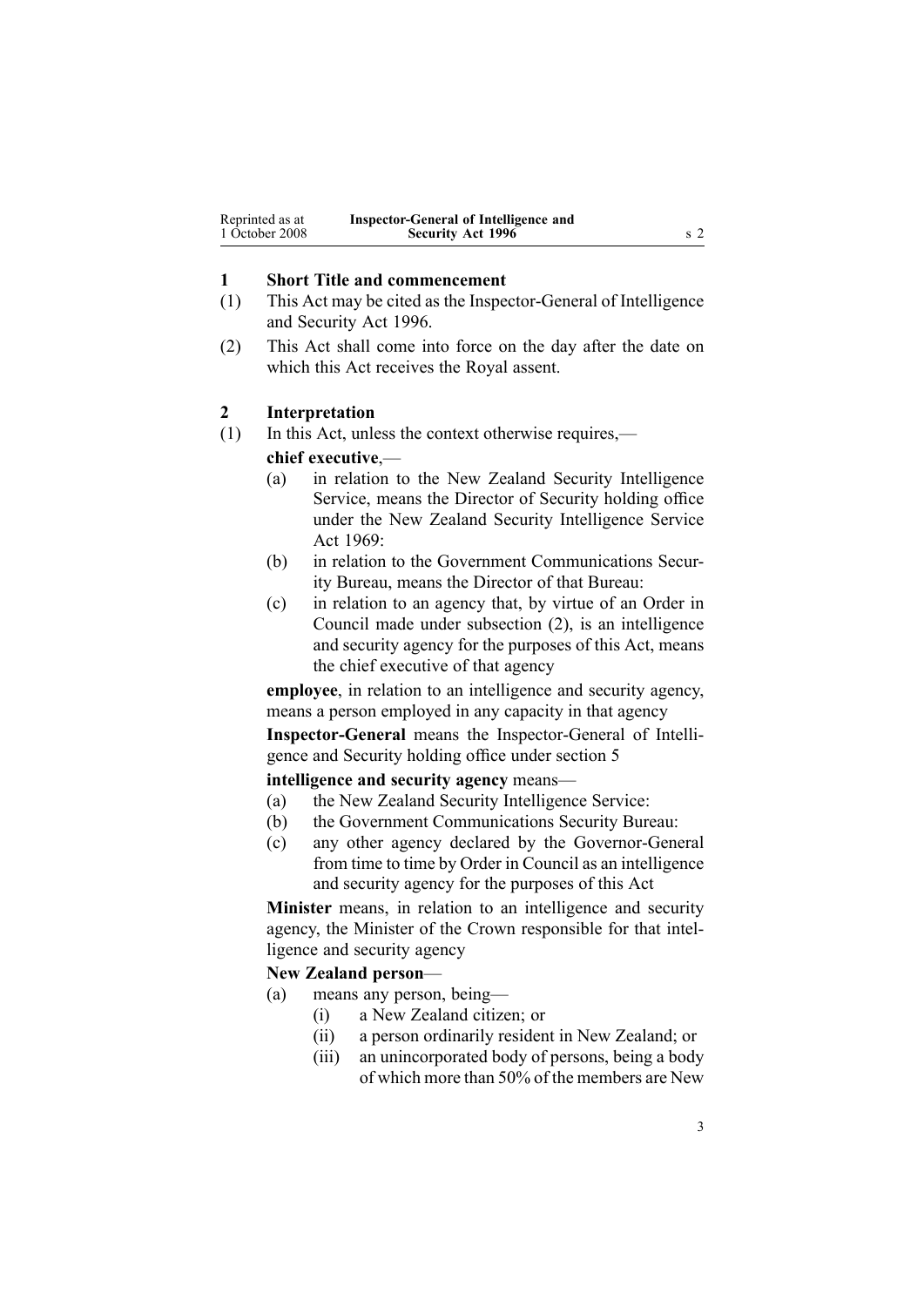## 1 Short Title and commencement

(1) This Act may be cited as the Inspector-General of Intelligence and Security Act 1996.

(2) This Act shall come into force on the day after the date on which this Act receives the Royal assent.

## 2 Interpretation

(1) In this Act, unless the context otherwise requires,—

**chief executive**,—

(a) in relation to the New Zealand Security Intelligence Service, means the Director of Security holding office under the New Zealand Security Intelligence Service Act 1969:

(b) in relation to the Government Communications Security Bureau, means the Director of that Bureau:

(c) in relation to an agency that, by virtue of an Order in Council made under subsection (2), is an intelligence and security agency for the purposes of this Act, means the chief executive of that agency

**employee**, in relation to an intelligence and security agency, means a person employed in any capacity in that agency

**Inspector-General** means the Inspector-General of Intelligence and Security holding office under section 5

**intelligence and security agency** means—

(a) the New Zealand Security Intelligence Service:

(b) the Government Communications Security Bureau:

(c) any other agency declared by the Governor-General from time to time by Order in Council as an intelligence and security agency for the purposes of this Act

**Minister** means, in relation to an intelligence and security agency, the Minister of the Crown responsible for that intelligence and security agency

**New Zealand person**—

(a) means any person, being—

(i) a New Zealand citizen; or

(ii) a person ordinarily resident in New Zealand; or

(iii) an unincorporated body of persons, being a body of which more than 50% of the members are New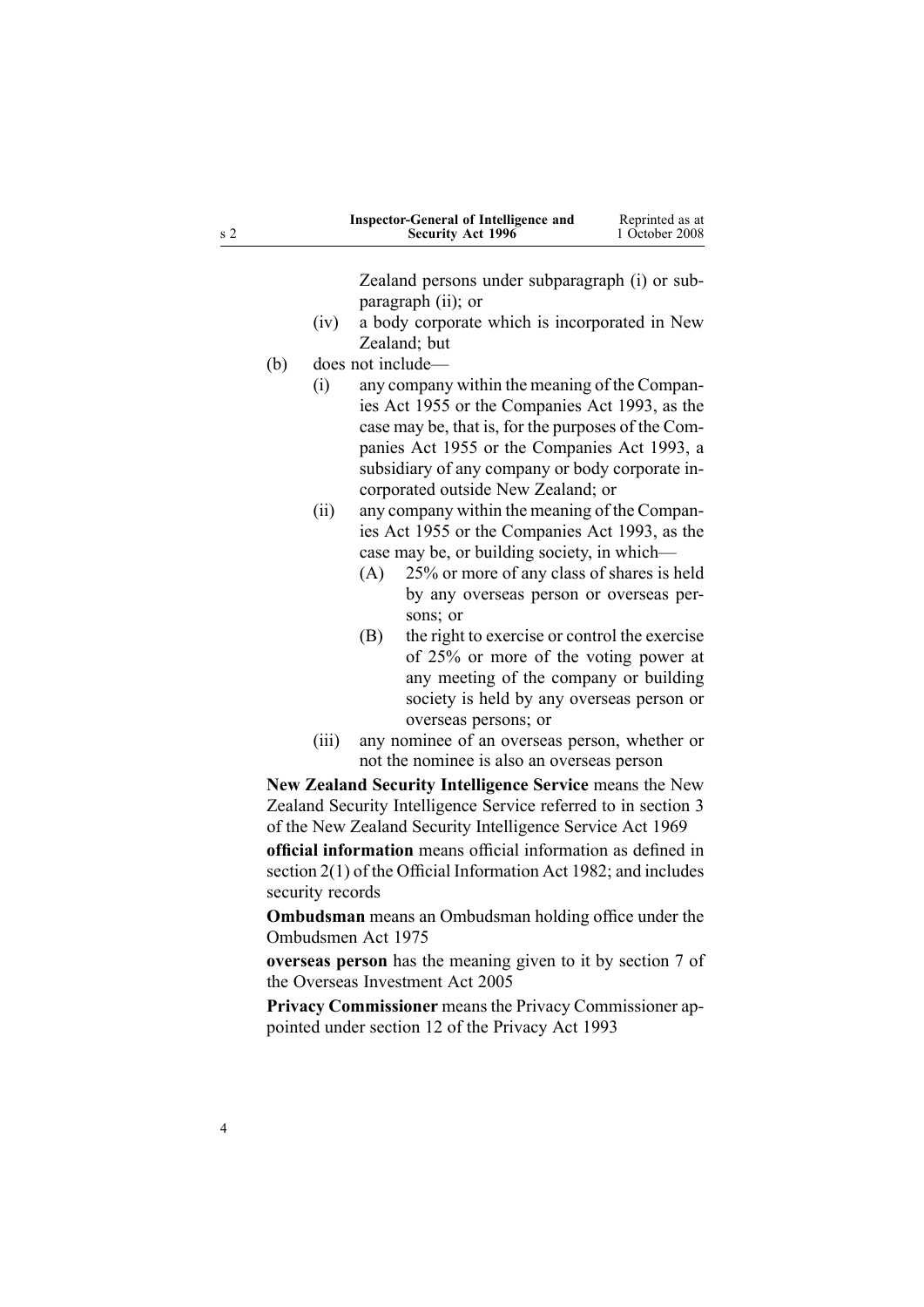Zealand persons under subparagraph (i) or subparagraph (ii); or

(iv) a body corporate which is incorporated in New Zealand; but

(b) does not include—

(i) any company within the meaning of the Companies Act 1955 or the Companies Act 1993, as the case may be, that is, for the purposes of the Companies Act 1955 or the Companies Act 1993, a subsidiary of any company or body corporate incorporated outside New Zealand; or

(ii) any company within the meaning of the Companies Act 1955 or the Companies Act 1993, as the case may be, or building society, in which—

(A) 25% or more of any class of shares is held by any overseas person or overseas persons; or

(B) the right to exercise or control the exercise of 25% or more of the voting power at any meeting of the company or building society is held by any overseas person or overseas persons; or

(iii) any nominee of an overseas person, whether or not the nominee is also an overseas person

**New Zealand Security Intelligence Service** means the New Zealand Security Intelligence Service referred to in section 3 of the New Zealand Security Intelligence Service Act 1969

**official information** means official information as defined in section 2(1) of the Official Information Act 1982; and includes security records

**Ombudsman** means an Ombudsman holding office under the Ombudsmen Act 1975

**overseas person** has the meaning given to it by section 7 of the Overseas Investment Act 2005

**Privacy Commissioner** means the Privacy Commissioner appointed under section 12 of the Privacy Act 1993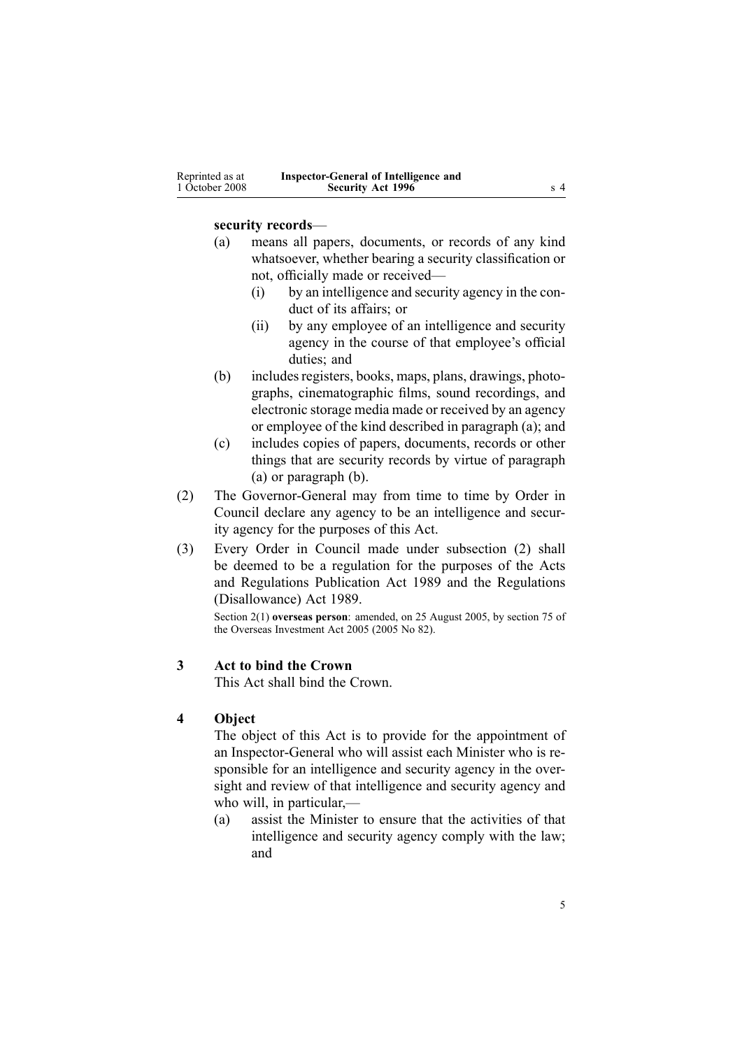**security records**—

(a) means all papers, documents, or records of any kind whatsoever, whether bearing a security classification or not, officially made or received—

  (i) by an intelligence and security agency in the conduct of its affairs; or

  (ii) by any employee of an intelligence and security agency in the course of that employee's official duties; and

(b) includes registers, books, maps, plans, drawings, photographs, cinematographic films, sound recordings, and electronic storage media made or received by an agency or employee of the kind described in paragraph (a); and

(c) includes copies of papers, documents, records or other things that are security records by virtue of paragraph (a) or paragraph (b).

(2) The Governor-General may from time to time by Order in Council declare any agency to be an intelligence and security agency for the purposes of this Act.

(3) Every Order in Council made under subsection (2) shall be deemed to be a regulation for the purposes of the Acts and Regulations Publication Act 1989 and the Regulations (Disallowance) Act 1989.

Section 2(1) **overseas person**: amended, on 25 August 2005, by section 75 of the Overseas Investment Act 2005 (2005 No 82).

### 3 Act to bind the Crown

This Act shall bind the Crown.

### 4 Object

The object of this Act is to provide for the appointment of an Inspector-General who will assist each Minister who is responsible for an intelligence and security agency in the oversight and review of that intelligence and security agency and who will, in particular,—

(a) assist the Minister to ensure that the activities of that intelligence and security agency comply with the law; and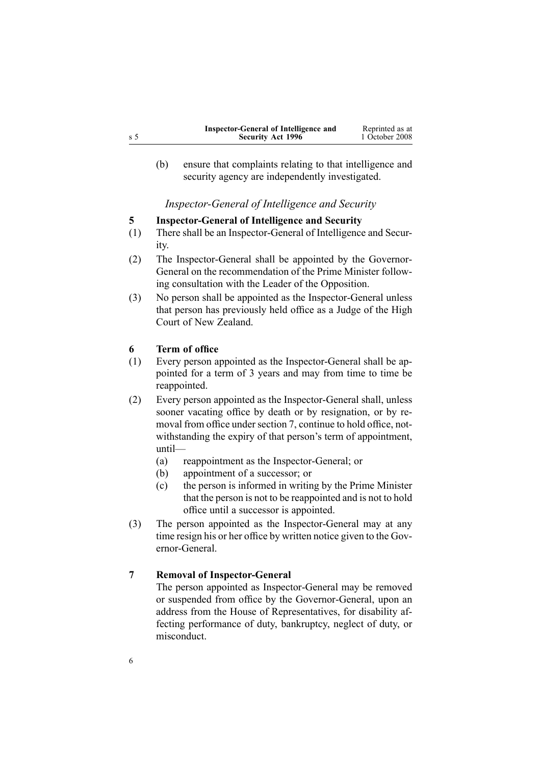(b) ensure that complaints relating to that intelligence and security agency are independently investigated.

*Inspector-General of Intelligence and Security*

**5 Inspector-General of Intelligence and Security**

(1) There shall be an Inspector-General of Intelligence and Security.

(2) The Inspector-General shall be appointed by the Governor-General on the recommendation of the Prime Minister following consultation with the Leader of the Opposition.

(3) No person shall be appointed as the Inspector-General unless that person has previously held office as a Judge of the High Court of New Zealand.

**6 Term of office**

(1) Every person appointed as the Inspector-General shall be appointed for a term of 3 years and may from time to time be reappointed.

(2) Every person appointed as the Inspector-General shall, unless sooner vacating office by death or by resignation, or by removal from office under section 7, continue to hold office, notwithstanding the expiry of that person's term of appointment, until—

- (a) reappointment as the Inspector-General; or
- (b) appointment of a successor; or
- (c) the person is informed in writing by the Prime Minister that the person is not to be reappointed and is not to hold office until a successor is appointed.

(3) The person appointed as the Inspector-General may at any time resign his or her office by written notice given to the Governor-General.

**7 Removal of Inspector-General**

The person appointed as Inspector-General may be removed or suspended from office by the Governor-General, upon an address from the House of Representatives, for disability affecting performance of duty, bankruptcy, neglect of duty, or misconduct.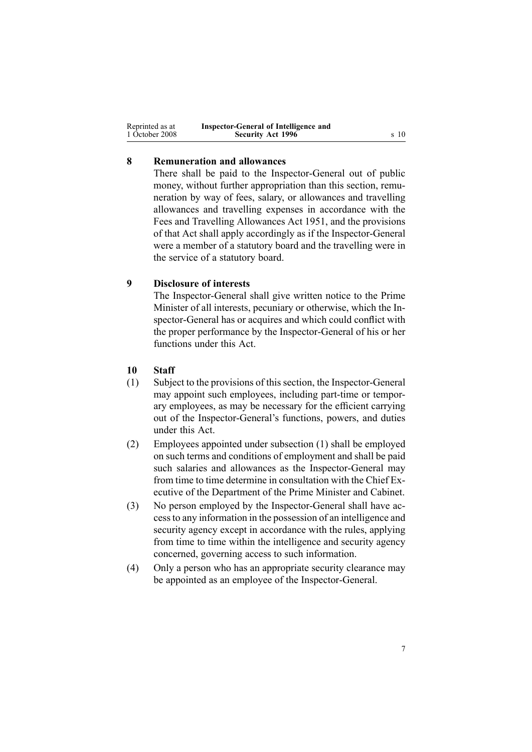## 8 Remuneration and allowances

There shall be paid to the Inspector-General out of public money, without further appropriation than this section, remuneration by way of fees, salary, or allowances and travelling allowances and travelling expenses in accordance with the Fees and Travelling Allowances Act 1951, and the provisions of that Act shall apply accordingly as if the Inspector-General were a member of a statutory board and the travelling were in the service of a statutory board.

## 9 Disclosure of interests

The Inspector-General shall give written notice to the Prime Minister of all interests, pecuniary or otherwise, which the Inspector-General has or acquires and which could conflict with the proper performance by the Inspector-General of his or her functions under this Act.

## 10 Staff

(1) Subject to the provisions of this section, the Inspector-General may appoint such employees, including part-time or temporary employees, as may be necessary for the efficient carrying out of the Inspector-General's functions, powers, and duties under this Act.

(2) Employees appointed under subsection (1) shall be employed on such terms and conditions of employment and shall be paid such salaries and allowances as the Inspector-General may from time to time determine in consultation with the Chief Executive of the Department of the Prime Minister and Cabinet.

(3) No person employed by the Inspector-General shall have access to any information in the possession of an intelligence and security agency except in accordance with the rules, applying from time to time within the intelligence and security agency concerned, governing access to such information.

(4) Only a person who has an appropriate security clearance may be appointed as an employee of the Inspector-General.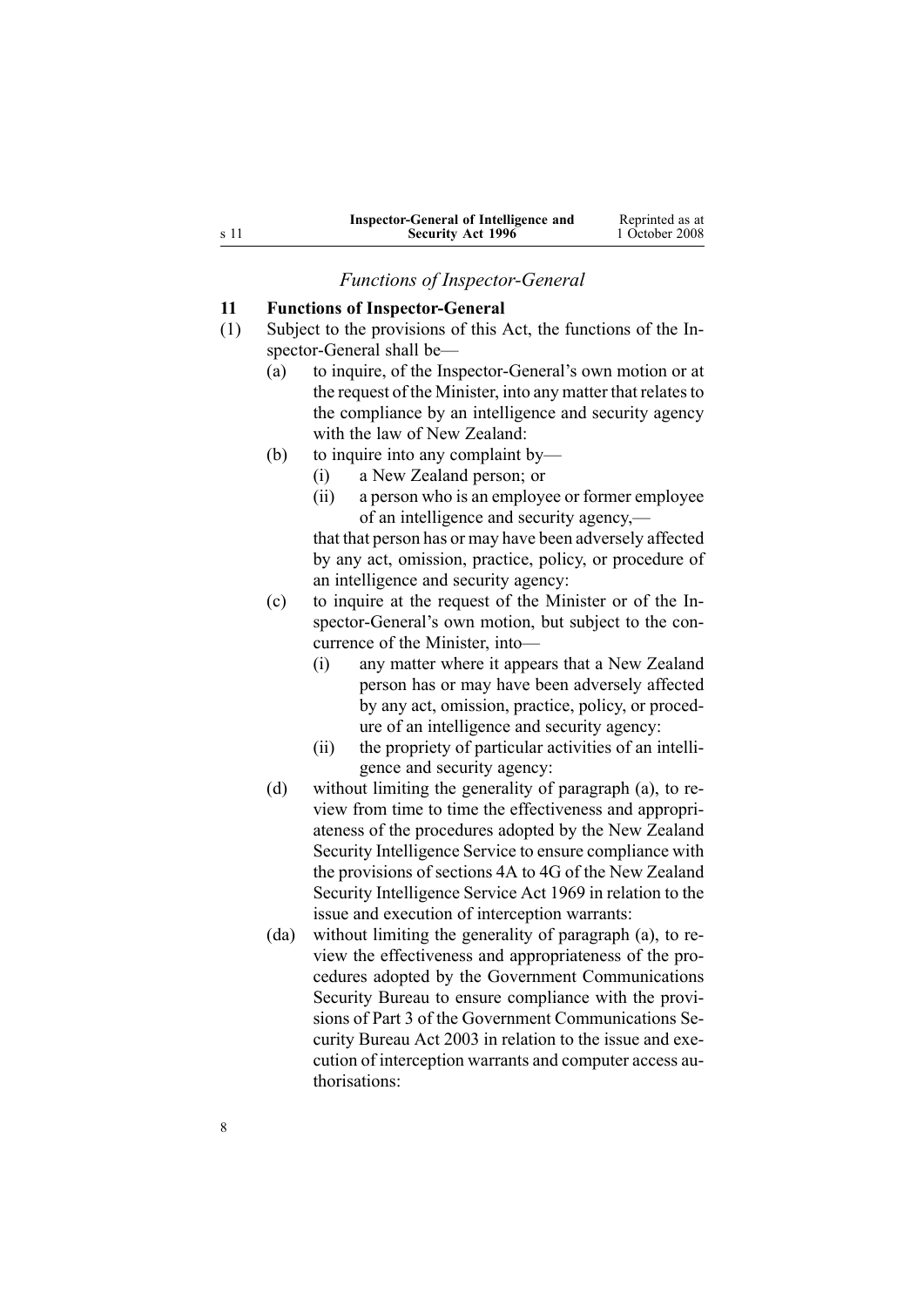*Functions of Inspector-General*

### 11 Functions of Inspector-General

(1) Subject to the provisions of this Act, the functions of the Inspector-General shall be—

(a) to inquire, of the Inspector-General's own motion or at the request of the Minister, into any matter that relates to the compliance by an intelligence and security agency with the law of New Zealand:

(b) to inquire into any complaint by—

(i) a New Zealand person; or

(ii) a person who is an employee or former employee of an intelligence and security agency,—

that that person has or may have been adversely affected by any act, omission, practice, policy, or procedure of an intelligence and security agency:

(c) to inquire at the request of the Minister or of the Inspector-General's own motion, but subject to the concurrence of the Minister, into—

(i) any matter where it appears that a New Zealand person has or may have been adversely affected by any act, omission, practice, policy, or procedure of an intelligence and security agency:

(ii) the propriety of particular activities of an intelligence and security agency:

(d) without limiting the generality of paragraph (a), to review from time to time the effectiveness and appropriateness of the procedures adopted by the New Zealand Security Intelligence Service to ensure compliance with the provisions of sections 4A to 4G of the New Zealand Security Intelligence Service Act 1969 in relation to the issue and execution of interception warrants:

(da) without limiting the generality of paragraph (a), to review the effectiveness and appropriateness of the procedures adopted by the Government Communications Security Bureau to ensure compliance with the provisions of Part 3 of the Government Communications Security Bureau Act 2003 in relation to the issue and execution of interception warrants and computer access authorisations: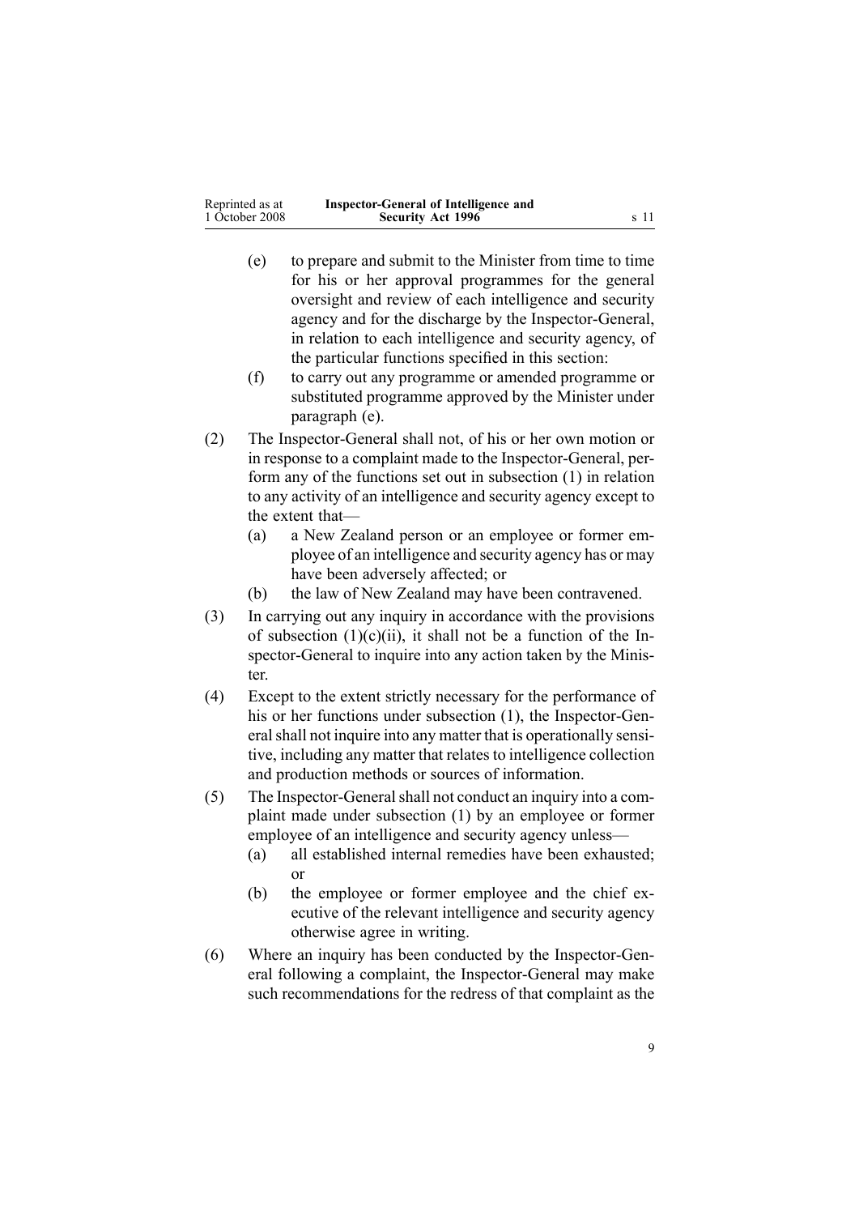(e) to prepare and submit to the Minister from time to time for his or her approval programmes for the general oversight and review of each intelligence and security agency and for the discharge by the Inspector-General, in relation to each intelligence and security agency, of the particular functions specified in this section:

(f) to carry out any programme or amended programme or substituted programme approved by the Minister under paragraph (e).

(2) The Inspector-General shall not, of his or her own motion or in response to a complaint made to the Inspector-General, perform any of the functions set out in subsection (1) in relation to any activity of an intelligence and security agency except to the extent that—

(a) a New Zealand person or an employee or former employee of an intelligence and security agency has or may have been adversely affected; or

(b) the law of New Zealand may have been contravened.

(3) In carrying out any inquiry in accordance with the provisions of subsection (1)(c)(ii), it shall not be a function of the Inspector-General to inquire into any action taken by the Minister.

(4) Except to the extent strictly necessary for the performance of his or her functions under subsection (1), the Inspector-General shall not inquire into any matter that is operationally sensitive, including any matter that relates to intelligence collection and production methods or sources of information.

(5) The Inspector-General shall not conduct an inquiry into a complaint made under subsection (1) by an employee or former employee of an intelligence and security agency unless—

(a) all established internal remedies have been exhausted; or

(b) the employee or former employee and the chief executive of the relevant intelligence and security agency otherwise agree in writing.

(6) Where an inquiry has been conducted by the Inspector-General following a complaint, the Inspector-General may make such recommendations for the redress of that complaint as the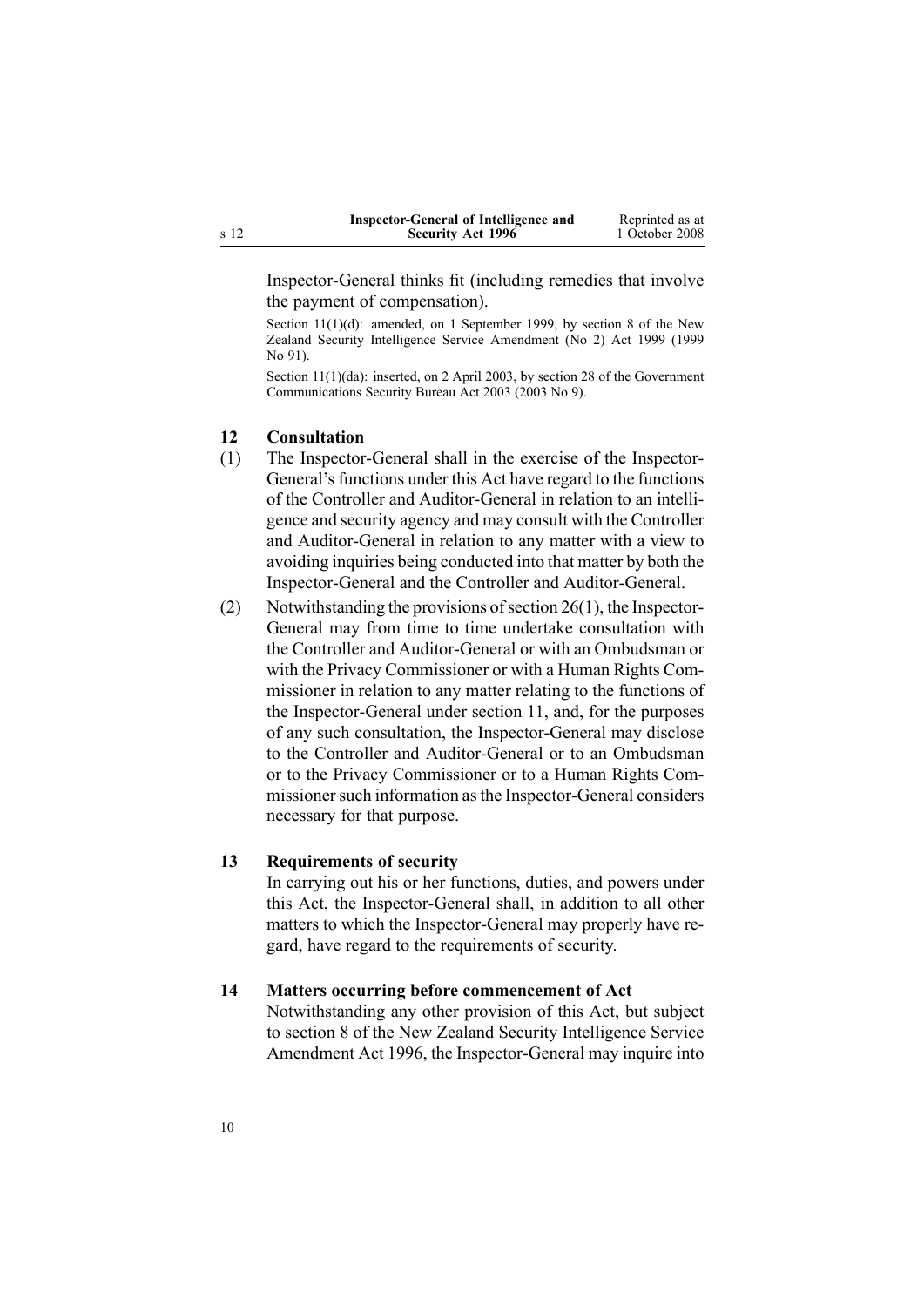Inspector-General thinks fit (including remedies that involve the payment of compensation).

Section 11(1)(d): amended, on 1 September 1999, by section 8 of the New Zealand Security Intelligence Service Amendment (No 2) Act 1999 (1999 No 91).

Section 11(1)(da): inserted, on 2 April 2003, by section 28 of the Government Communications Security Bureau Act 2003 (2003 No 9).

### 12 Consultation

(1) The Inspector-General shall in the exercise of the Inspector-General's functions under this Act have regard to the functions of the Controller and Auditor-General in relation to an intelligence and security agency and may consult with the Controller and Auditor-General in relation to any matter with a view to avoiding inquiries being conducted into that matter by both the Inspector-General and the Controller and Auditor-General.

(2) Notwithstanding the provisions of section 26(1), the Inspector-General may from time to time undertake consultation with the Controller and Auditor-General or with an Ombudsman or with the Privacy Commissioner or with a Human Rights Commissioner in relation to any matter relating to the functions of the Inspector-General under section 11, and, for the purposes of any such consultation, the Inspector-General may disclose to the Controller and Auditor-General or to an Ombudsman or to the Privacy Commissioner or to a Human Rights Commissioner such information as the Inspector-General considers necessary for that purpose.

### 13 Requirements of security

In carrying out his or her functions, duties, and powers under this Act, the Inspector-General shall, in addition to all other matters to which the Inspector-General may properly have regard, have regard to the requirements of security.

### 14 Matters occurring before commencement of Act

Notwithstanding any other provision of this Act, but subject to section 8 of the New Zealand Security Intelligence Service Amendment Act 1996, the Inspector-General may inquire into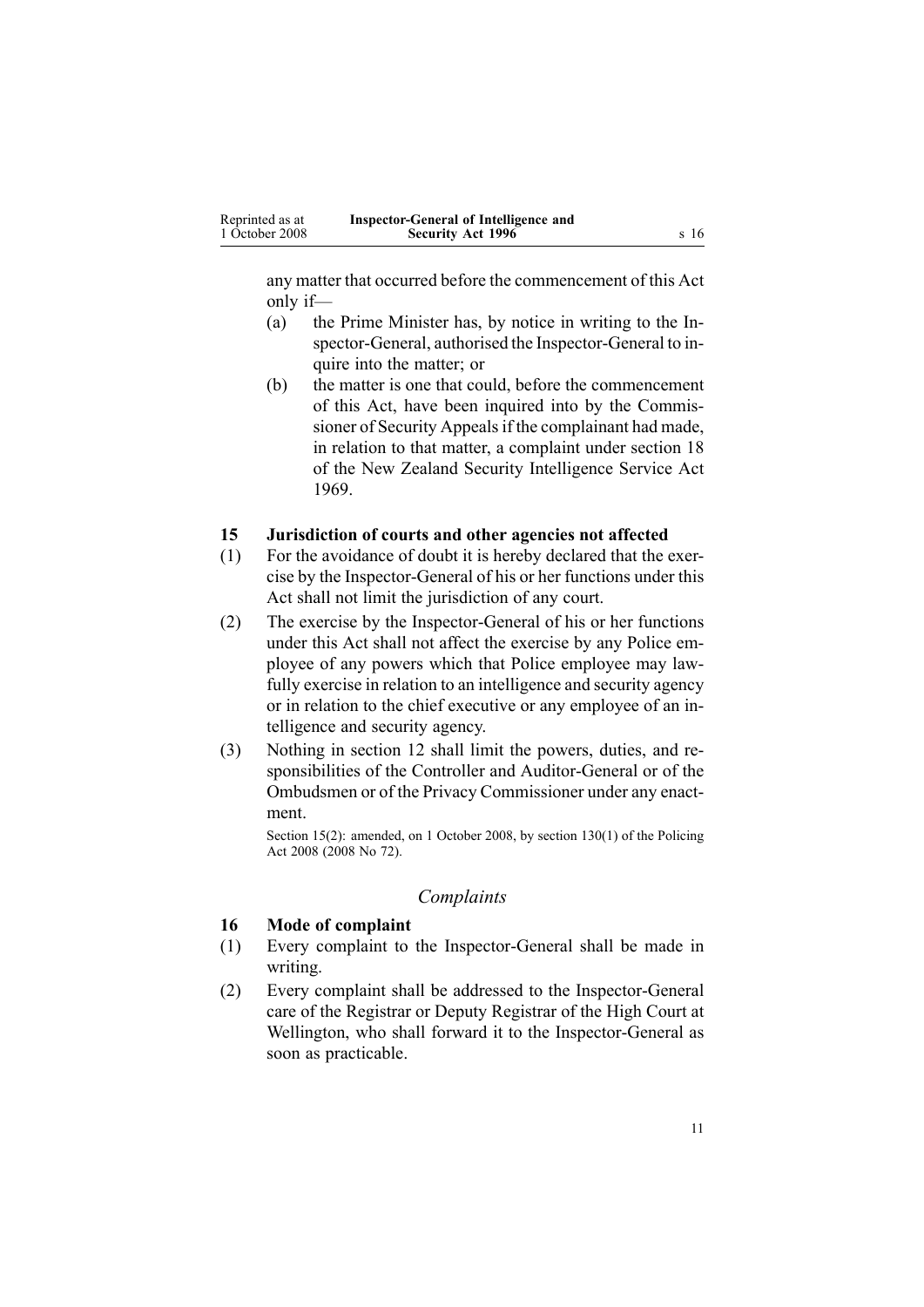any matter that occurred before the commencement of this Act only if—

(a) the Prime Minister has, by notice in writing to the Inspector-General, authorised the Inspector-General to inquire into the matter; or

(b) the matter is one that could, before the commencement of this Act, have been inquired into by the Commissioner of Security Appeals if the complainant had made, in relation to that matter, a complaint under section 18 of the New Zealand Security Intelligence Service Act 1969.

### 15 Jurisdiction of courts and other agencies not affected

(1) For the avoidance of doubt it is hereby declared that the exercise by the Inspector-General of his or her functions under this Act shall not limit the jurisdiction of any court.

(2) The exercise by the Inspector-General of his or her functions under this Act shall not affect the exercise by any Police employee of any powers which that Police employee may lawfully exercise in relation to an intelligence and security agency or in relation to the chief executive or any employee of an intelligence and security agency.

(3) Nothing in section 12 shall limit the powers, duties, and responsibilities of the Controller and Auditor-General or of the Ombudsmen or of the Privacy Commissioner under any enactment.

Section 15(2): amended, on 1 October 2008, by section 130(1) of the Policing Act 2008 (2008 No 72).

## *Complaints*

### 16 Mode of complaint

(1) Every complaint to the Inspector-General shall be made in writing.

(2) Every complaint shall be addressed to the Inspector-General care of the Registrar or Deputy Registrar of the High Court at Wellington, who shall forward it to the Inspector-General as soon as practicable.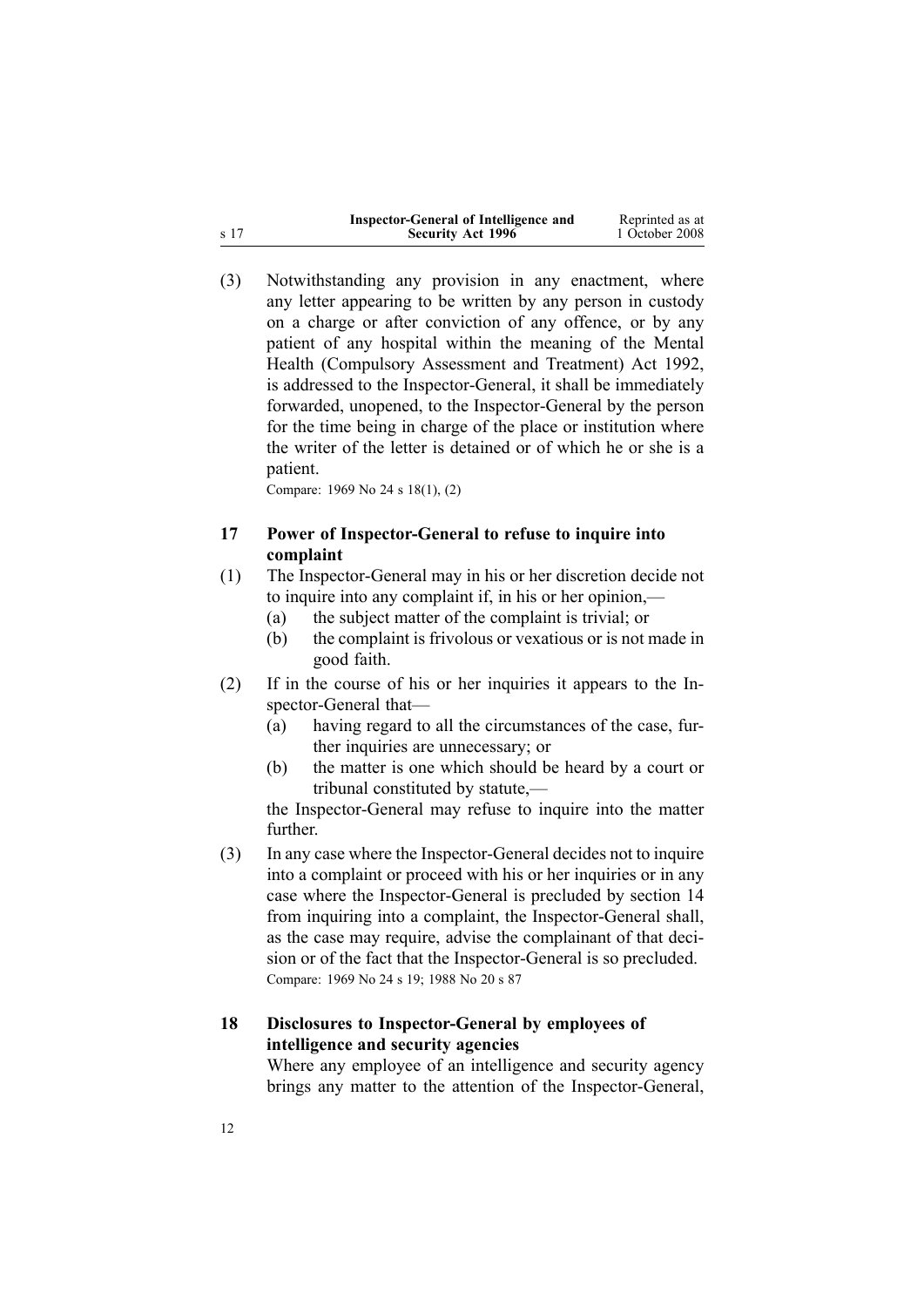(3) Notwithstanding any provision in any enactment, where any letter appearing to be written by any person in custody on a charge or after conviction of any offence, or by any patient of any hospital within the meaning of the Mental Health (Compulsory Assessment and Treatment) Act 1992, is addressed to the Inspector-General, it shall be immediately forwarded, unopened, to the Inspector-General by the person for the time being in charge of the place or institution where the writer of the letter is detained or of which he or she is a patient.

Compare: 1969 No 24 s 18(1), (2)

## 17 Power of Inspector-General to refuse to inquire into complaint

(1) The Inspector-General may in his or her discretion decide not to inquire into any complaint if, in his or her opinion,—

- (a) the subject matter of the complaint is trivial; or
- (b) the complaint is frivolous or vexatious or is not made in good faith.

(2) If in the course of his or her inquiries it appears to the Inspector-General that—

- (a) having regard to all the circumstances of the case, further inquiries are unnecessary; or
- (b) the matter is one which should be heard by a court or tribunal constituted by statute,—

the Inspector-General may refuse to inquire into the matter further.

(3) In any case where the Inspector-General decides not to inquire into a complaint or proceed with his or her inquiries or in any case where the Inspector-General is precluded by section 14 from inquiring into a complaint, the Inspector-General shall, as the case may require, advise the complainant of that decision or of the fact that the Inspector-General is so precluded.

Compare: 1969 No 24 s 19; 1988 No 20 s 87

## 18 Disclosures to Inspector-General by employees of intelligence and security agencies

Where any employee of an intelligence and security agency brings any matter to the attention of the Inspector-General,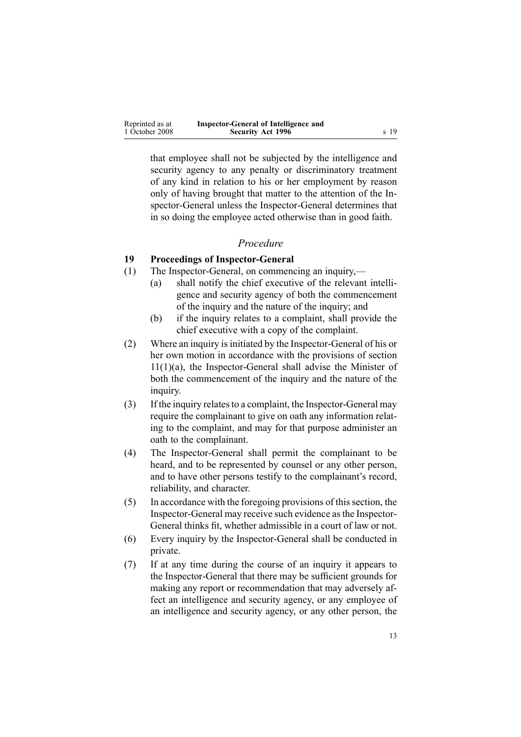that employee shall not be subjected by the intelligence and security agency to any penalty or discriminatory treatment of any kind in relation to his or her employment by reason only of having brought that matter to the attention of the Inspector-General unless the Inspector-General determines that in so doing the employee acted otherwise than in good faith.

*Procedure*

### 19 Proceedings of Inspector-General

(1) The Inspector-General, on commencing an inquiry,—

(a) shall notify the chief executive of the relevant intelligence and security agency of both the commencement of the inquiry and the nature of the inquiry; and

(b) if the inquiry relates to a complaint, shall provide the chief executive with a copy of the complaint.

(2) Where an inquiry is initiated by the Inspector-General of his or her own motion in accordance with the provisions of section 11(1)(a), the Inspector-General shall advise the Minister of both the commencement of the inquiry and the nature of the inquiry.

(3) If the inquiry relates to a complaint, the Inspector-General may require the complainant to give on oath any information relating to the complaint, and may for that purpose administer an oath to the complainant.

(4) The Inspector-General shall permit the complainant to be heard, and to be represented by counsel or any other person, and to have other persons testify to the complainant's record, reliability, and character.

(5) In accordance with the foregoing provisions of this section, the Inspector-General may receive such evidence as the Inspector-General thinks fit, whether admissible in a court of law or not.

(6) Every inquiry by the Inspector-General shall be conducted in private.

(7) If at any time during the course of an inquiry it appears to the Inspector-General that there may be sufficient grounds for making any report or recommendation that may adversely affect an intelligence and security agency, or any employee of an intelligence and security agency, or any other person, the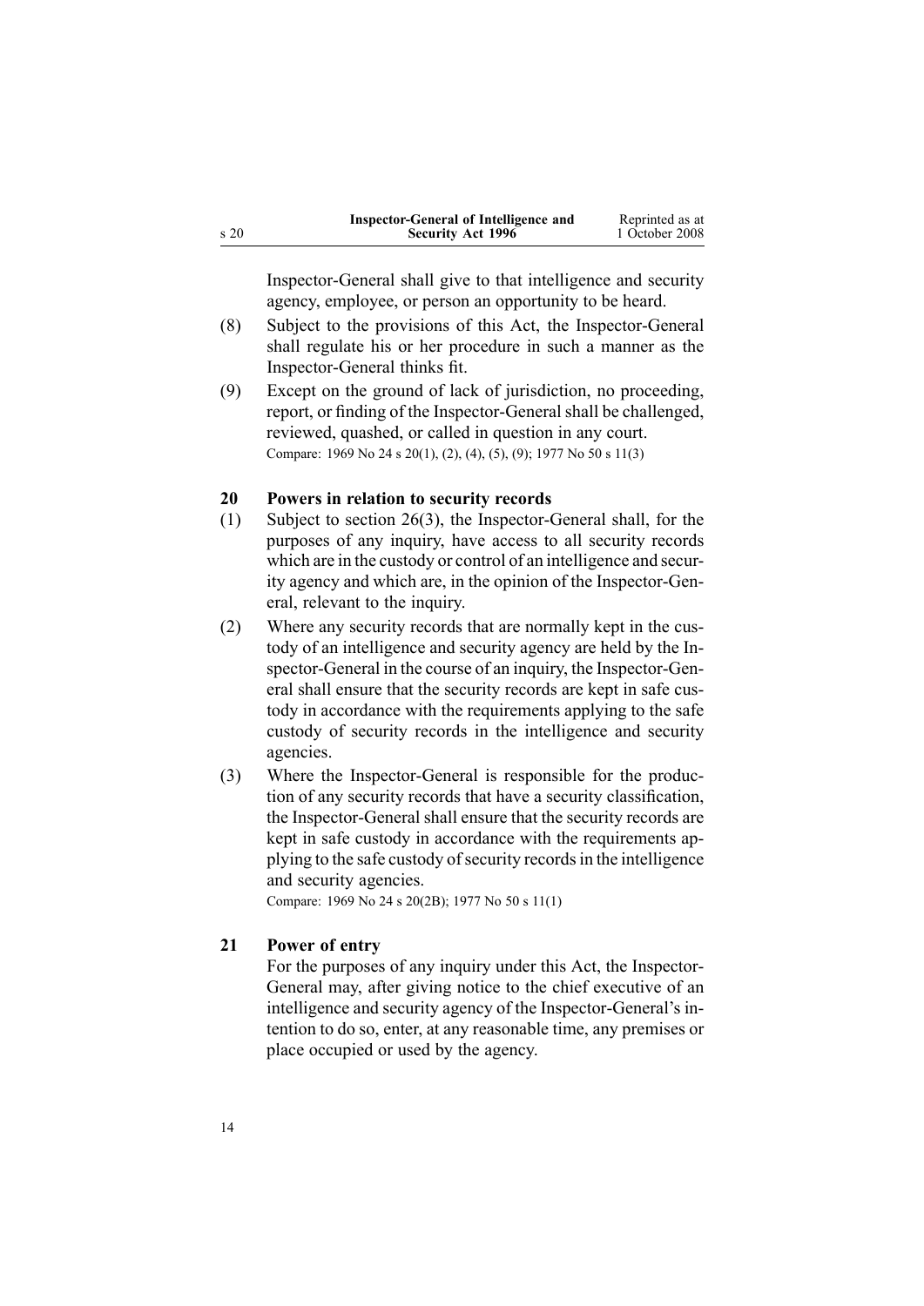Inspector-General shall give to that intelligence and security agency, employee, or person an opportunity to be heard.

(8) Subject to the provisions of this Act, the Inspector-General shall regulate his or her procedure in such a manner as the Inspector-General thinks fit.

(9) Except on the ground of lack of jurisdiction, no proceeding, report, or finding of the Inspector-General shall be challenged, reviewed, quashed, or called in question in any court.

Compare: 1969 No 24 s 20(1), (2), (4), (5), (9); 1977 No 50 s 11(3)

### 20 Powers in relation to security records

(1) Subject to section 26(3), the Inspector-General shall, for the purposes of any inquiry, have access to all security records which are in the custody or control of an intelligence and security agency and which are, in the opinion of the Inspector-General, relevant to the inquiry.

(2) Where any security records that are normally kept in the custody of an intelligence and security agency are held by the Inspector-General in the course of an inquiry, the Inspector-General shall ensure that the security records are kept in safe custody in accordance with the requirements applying to the safe custody of security records in the intelligence and security agencies.

(3) Where the Inspector-General is responsible for the production of any security records that have a security classification, the Inspector-General shall ensure that the security records are kept in safe custody in accordance with the requirements applying to the safe custody of security records in the intelligence and security agencies.

Compare: 1969 No 24 s 20(2B); 1977 No 50 s 11(1)

### 21 Power of entry

For the purposes of any inquiry under this Act, the Inspector-General may, after giving notice to the chief executive of an intelligence and security agency of the Inspector-General's intention to do so, enter, at any reasonable time, any premises or place occupied or used by the agency.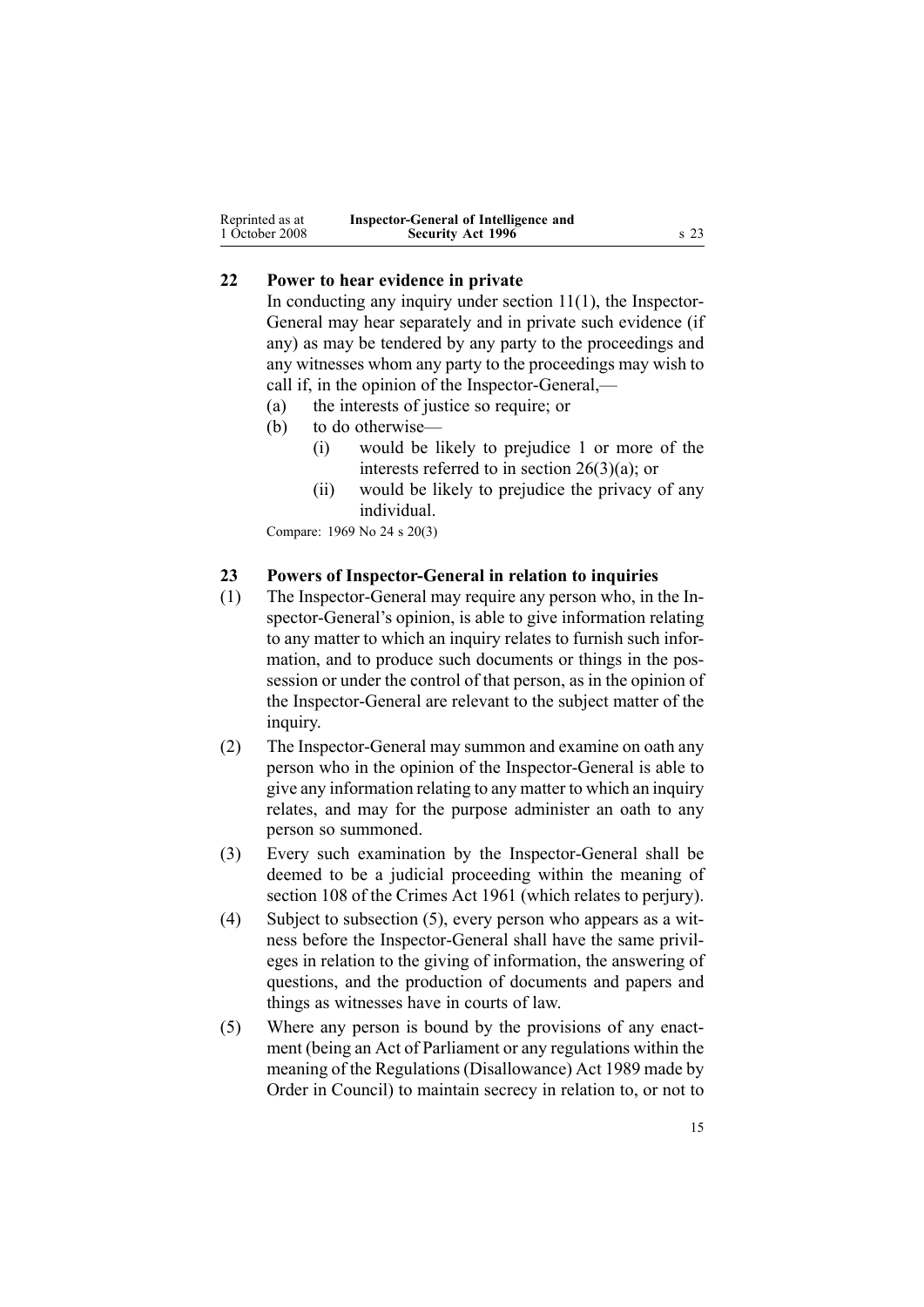## 22 Power to hear evidence in private

In conducting any inquiry under section 11(1), the Inspector-General may hear separately and in private such evidence (if any) as may be tendered by any party to the proceedings and any witnesses whom any party to the proceedings may wish to call if, in the opinion of the Inspector-General,—

- (a) the interests of justice so require; or
- (b) to do otherwise—
  - (i) would be likely to prejudice 1 or more of the interests referred to in section 26(3)(a); or
  - (ii) would be likely to prejudice the privacy of any individual.

Compare: 1969 No 24 s 20(3)

## 23 Powers of Inspector-General in relation to inquiries

(1) The Inspector-General may require any person who, in the Inspector-General's opinion, is able to give information relating to any matter to which an inquiry relates to furnish such information, and to produce such documents or things in the possession or under the control of that person, as in the opinion of the Inspector-General are relevant to the subject matter of the inquiry.

(2) The Inspector-General may summon and examine on oath any person who in the opinion of the Inspector-General is able to give any information relating to any matter to which an inquiry relates, and may for the purpose administer an oath to any person so summoned.

(3) Every such examination by the Inspector-General shall be deemed to be a judicial proceeding within the meaning of section 108 of the Crimes Act 1961 (which relates to perjury).

(4) Subject to subsection (5), every person who appears as a witness before the Inspector-General shall have the same privileges in relation to the giving of information, the answering of questions, and the production of documents and papers and things as witnesses have in courts of law.

(5) Where any person is bound by the provisions of any enactment (being an Act of Parliament or any regulations within the meaning of the Regulations (Disallowance) Act 1989 made by Order in Council) to maintain secrecy in relation to, or not to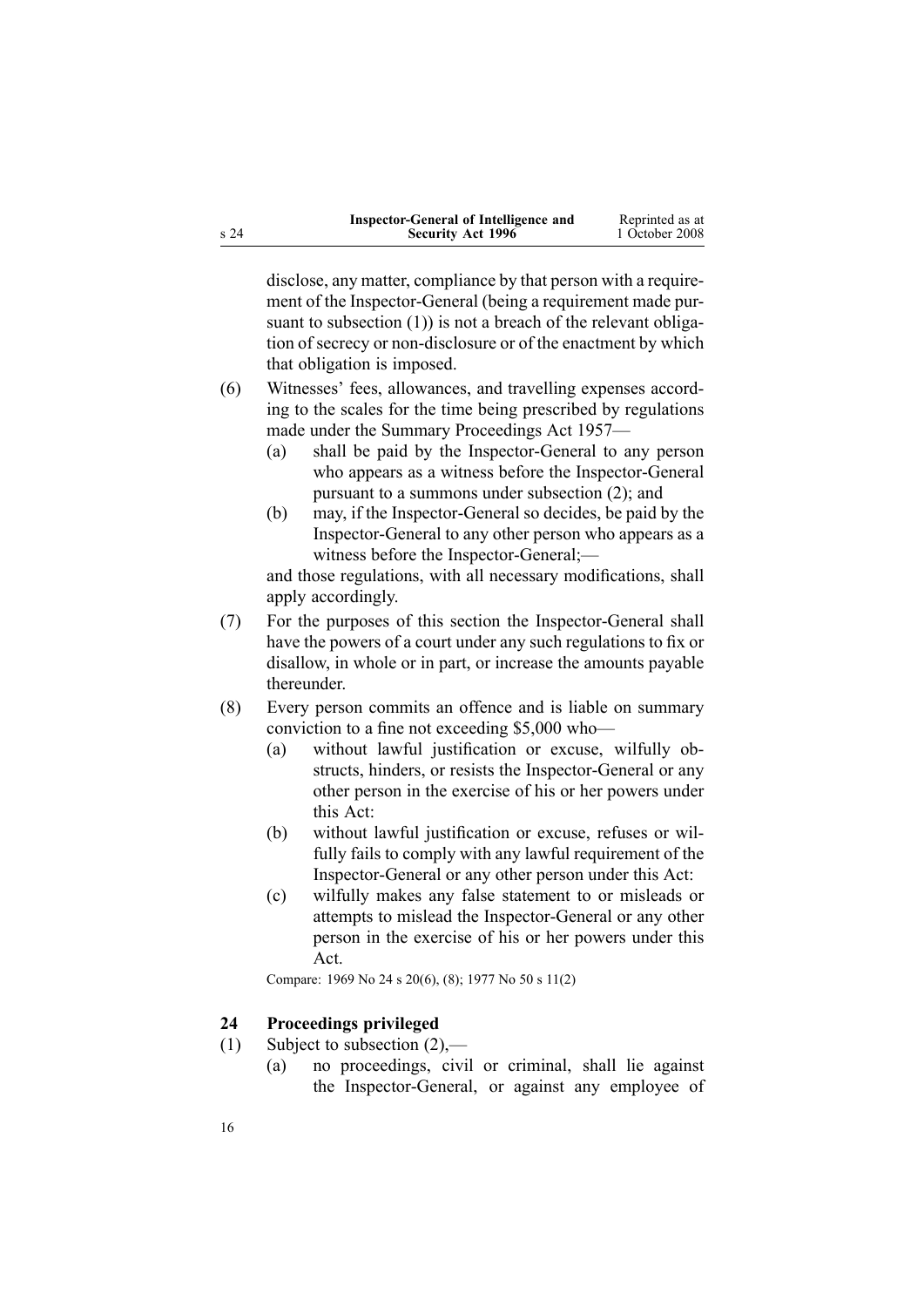disclose, any matter, compliance by that person with a requirement of the Inspector-General (being a requirement made pursuant to subsection (1)) is not a breach of the relevant obligation of secrecy or non-disclosure or of the enactment by which that obligation is imposed.

(6) Witnesses' fees, allowances, and travelling expenses according to the scales for the time being prescribed by regulations made under the Summary Proceedings Act 1957—

   (a) shall be paid by the Inspector-General to any person who appears as a witness before the Inspector-General pursuant to a summons under subsection (2); and

   (b) may, if the Inspector-General so decides, be paid by the Inspector-General to any other person who appears as a witness before the Inspector-General;—

   and those regulations, with all necessary modifications, shall apply accordingly.

(7) For the purposes of this section the Inspector-General shall have the powers of a court under any such regulations to fix or disallow, in whole or in part, or increase the amounts payable thereunder.

(8) Every person commits an offence and is liable on summary conviction to a fine not exceeding $5,000 who—

   (a) without lawful justification or excuse, wilfully obstructs, hinders, or resists the Inspector-General or any other person in the exercise of his or her powers under this Act:

   (b) without lawful justification or excuse, refuses or wilfully fails to comply with any lawful requirement of the Inspector-General or any other person under this Act:

   (c) wilfully makes any false statement to or misleads or attempts to mislead the Inspector-General or any other person in the exercise of his or her powers under this Act.

Compare: 1969 No 24 s 20(6), (8); 1977 No 50 s 11(2)

### 24 Proceedings privileged

(1) Subject to subsection (2),—

   (a) no proceedings, civil or criminal, shall lie against the Inspector-General, or against any employee of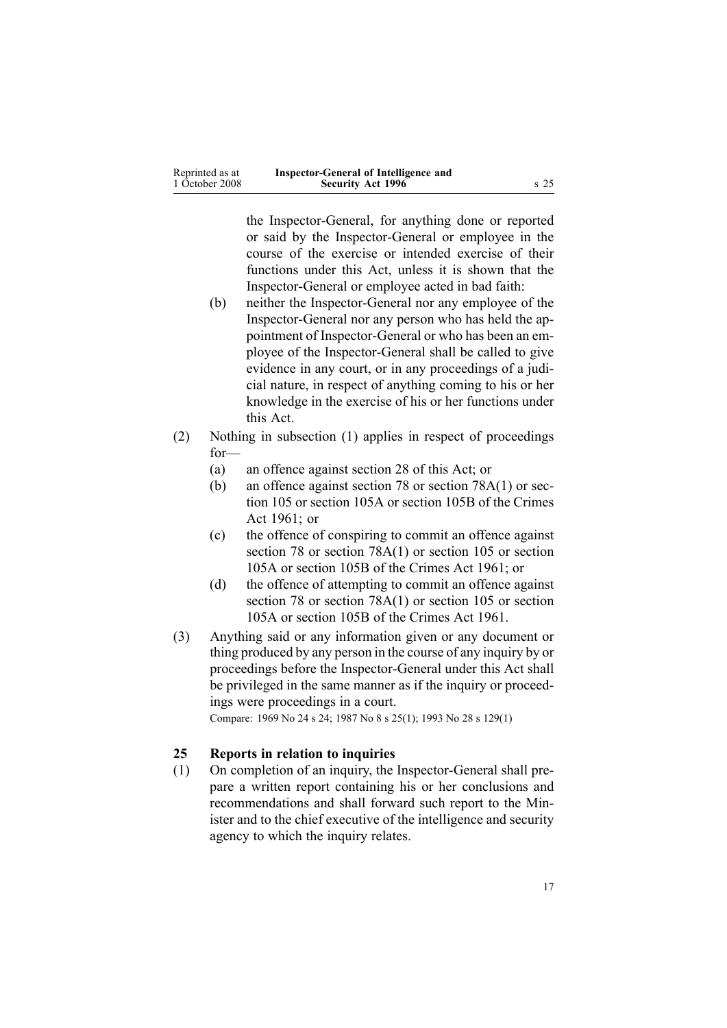the Inspector-General, for anything done or reported or said by the Inspector-General or employee in the course of the exercise or intended exercise of their functions under this Act, unless it is shown that the Inspector-General or employee acted in bad faith:

(b) neither the Inspector-General nor any employee of the Inspector-General nor any person who has held the appointment of Inspector-General or who has been an employee of the Inspector-General shall be called to give evidence in any court, or in any proceedings of a judicial nature, in respect of anything coming to his or her knowledge in the exercise of his or her functions under this Act.

(2) Nothing in subsection (1) applies in respect of proceedings for—

(a) an offence against section 28 of this Act; or

(b) an offence against section 78 or section 78A(1) or section 105 or section 105A or section 105B of the Crimes Act 1961; or

(c) the offence of conspiring to commit an offence against section 78 or section 78A(1) or section 105 or section 105A or section 105B of the Crimes Act 1961; or

(d) the offence of attempting to commit an offence against section 78 or section 78A(1) or section 105 or section 105A or section 105B of the Crimes Act 1961.

(3) Anything said or any information given or any document or thing produced by any person in the course of any inquiry by or proceedings before the Inspector-General under this Act shall be privileged in the same manner as if the inquiry or proceedings were proceedings in a court.

Compare: 1969 No 24 s 24; 1987 No 8 s 25(1); 1993 No 28 s 129(1)

### 25 Reports in relation to inquiries

(1) On completion of an inquiry, the Inspector-General shall prepare a written report containing his or her conclusions and recommendations and shall forward such report to the Minister and to the chief executive of the intelligence and security agency to which the inquiry relates.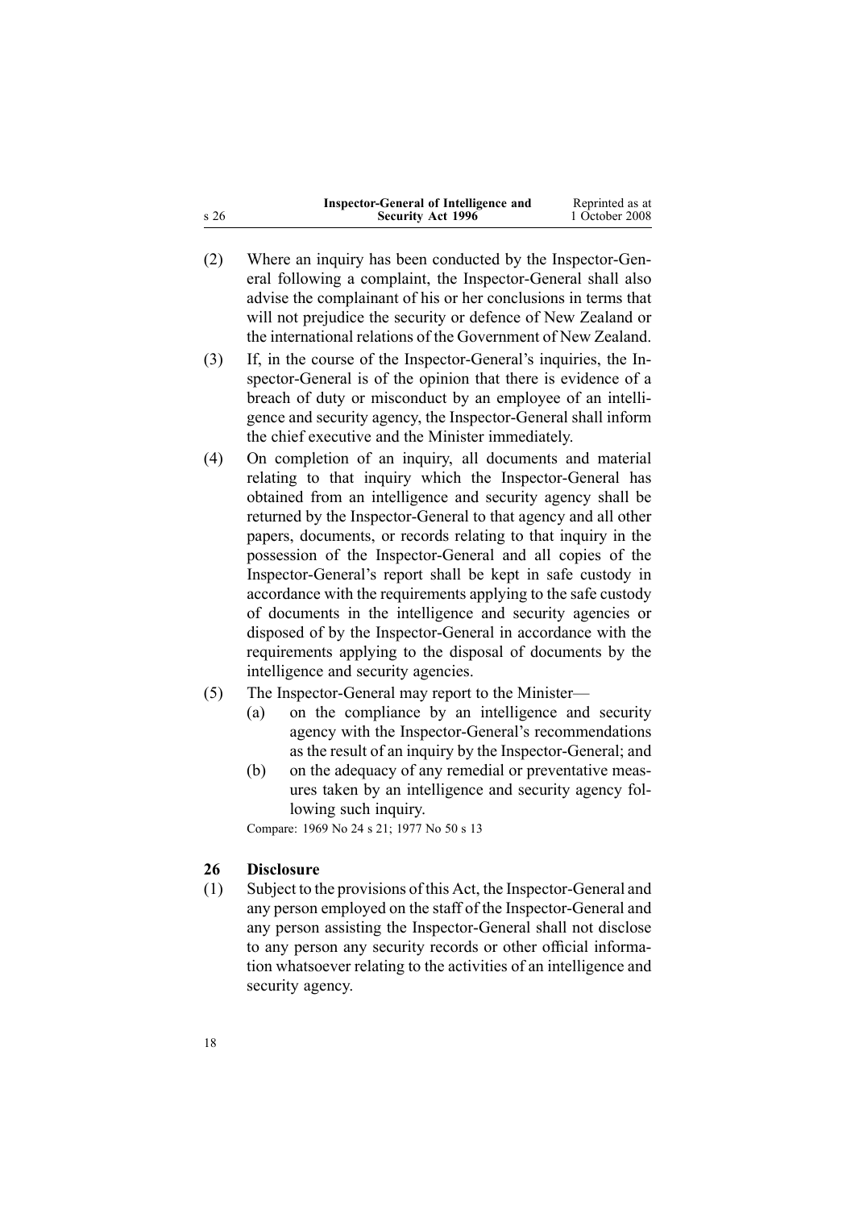(2) Where an inquiry has been conducted by the Inspector-General following a complaint, the Inspector-General shall also advise the complainant of his or her conclusions in terms that will not prejudice the security or defence of New Zealand or the international relations of the Government of New Zealand.

(3) If, in the course of the Inspector-General's inquiries, the Inspector-General is of the opinion that there is evidence of a breach of duty or misconduct by an employee of an intelligence and security agency, the Inspector-General shall inform the chief executive and the Minister immediately.

(4) On completion of an inquiry, all documents and material relating to that inquiry which the Inspector-General has obtained from an intelligence and security agency shall be returned by the Inspector-General to that agency and all other papers, documents, or records relating to that inquiry in the possession of the Inspector-General and all copies of the Inspector-General's report shall be kept in safe custody in accordance with the requirements applying to the safe custody of documents in the intelligence and security agencies or disposed of by the Inspector-General in accordance with the requirements applying to the disposal of documents by the intelligence and security agencies.

(5) The Inspector-General may report to the Minister—

  (a) on the compliance by an intelligence and security agency with the Inspector-General's recommendations as the result of an inquiry by the Inspector-General; and

  (b) on the adequacy of any remedial or preventative measures taken by an intelligence and security agency following such inquiry.

Compare: 1969 No 24 s 21; 1977 No 50 s 13

## 26 Disclosure

(1) Subject to the provisions of this Act, the Inspector-General and any person employed on the staff of the Inspector-General and any person assisting the Inspector-General shall not disclose to any person any security records or other official information whatsoever relating to the activities of an intelligence and security agency.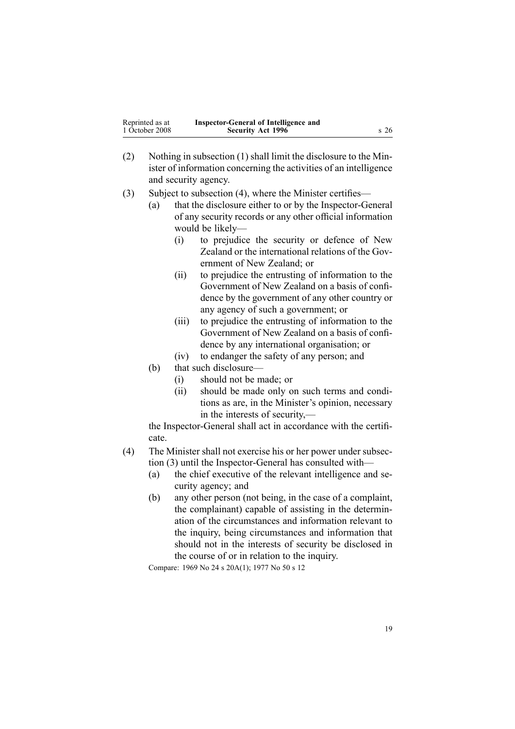(2) Nothing in subsection (1) shall limit the disclosure to the Minister of information concerning the activities of an intelligence and security agency.

(3) Subject to subsection (4), where the Minister certifies—

   (a) that the disclosure either to or by the Inspector-General of any security records or any other official information would be likely—

      (i) to prejudice the security or defence of New Zealand or the international relations of the Government of New Zealand; or

      (ii) to prejudice the entrusting of information to the Government of New Zealand on a basis of confidence by the government of any other country or any agency of such a government; or

      (iii) to prejudice the entrusting of information to the Government of New Zealand on a basis of confidence by any international organisation; or

      (iv) to endanger the safety of any person; and

   (b) that such disclosure—

      (i) should not be made; or

      (ii) should be made only on such terms and conditions as are, in the Minister's opinion, necessary in the interests of security,—

   the Inspector-General shall act in accordance with the certificate.

(4) The Minister shall not exercise his or her power under subsection (3) until the Inspector-General has consulted with—

   (a) the chief executive of the relevant intelligence and security agency; and

   (b) any other person (not being, in the case of a complaint, the complainant) capable of assisting in the determination of the circumstances and information relevant to the inquiry, being circumstances and information that should not in the interests of security be disclosed in the course of or in relation to the inquiry.

Compare: 1969 No 24 s 20A(1); 1977 No 50 s 12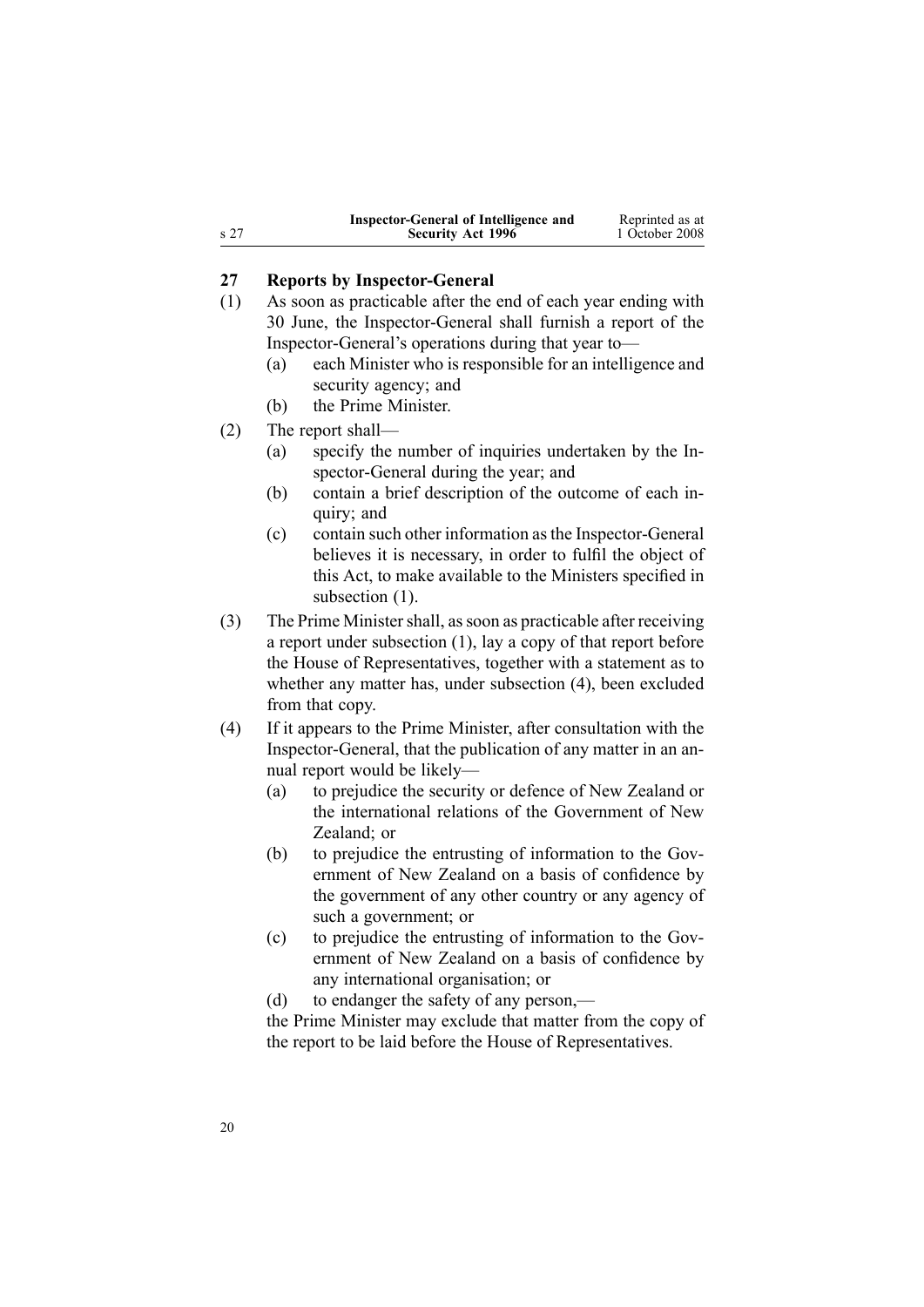## 27 Reports by Inspector-General

(1) As soon as practicable after the end of each year ending with 30 June, the Inspector-General shall furnish a report of the Inspector-General's operations during that year to—

- (a) each Minister who is responsible for an intelligence and security agency; and
- (b) the Prime Minister.

(2) The report shall—

- (a) specify the number of inquiries undertaken by the Inspector-General during the year; and
- (b) contain a brief description of the outcome of each inquiry; and
- (c) contain such other information as the Inspector-General believes it is necessary, in order to fulfil the object of this Act, to make available to the Ministers specified in subsection (1).

(3) The Prime Minister shall, as soon as practicable after receiving a report under subsection (1), lay a copy of that report before the House of Representatives, together with a statement as to whether any matter has, under subsection (4), been excluded from that copy.

(4) If it appears to the Prime Minister, after consultation with the Inspector-General, that the publication of any matter in an annual report would be likely—

- (a) to prejudice the security or defence of New Zealand or the international relations of the Government of New Zealand; or
- (b) to prejudice the entrusting of information to the Government of New Zealand on a basis of confidence by the government of any other country or any agency of such a government; or
- (c) to prejudice the entrusting of information to the Government of New Zealand on a basis of confidence by any international organisation; or
- (d) to endanger the safety of any person,—

the Prime Minister may exclude that matter from the copy of the report to be laid before the House of Representatives.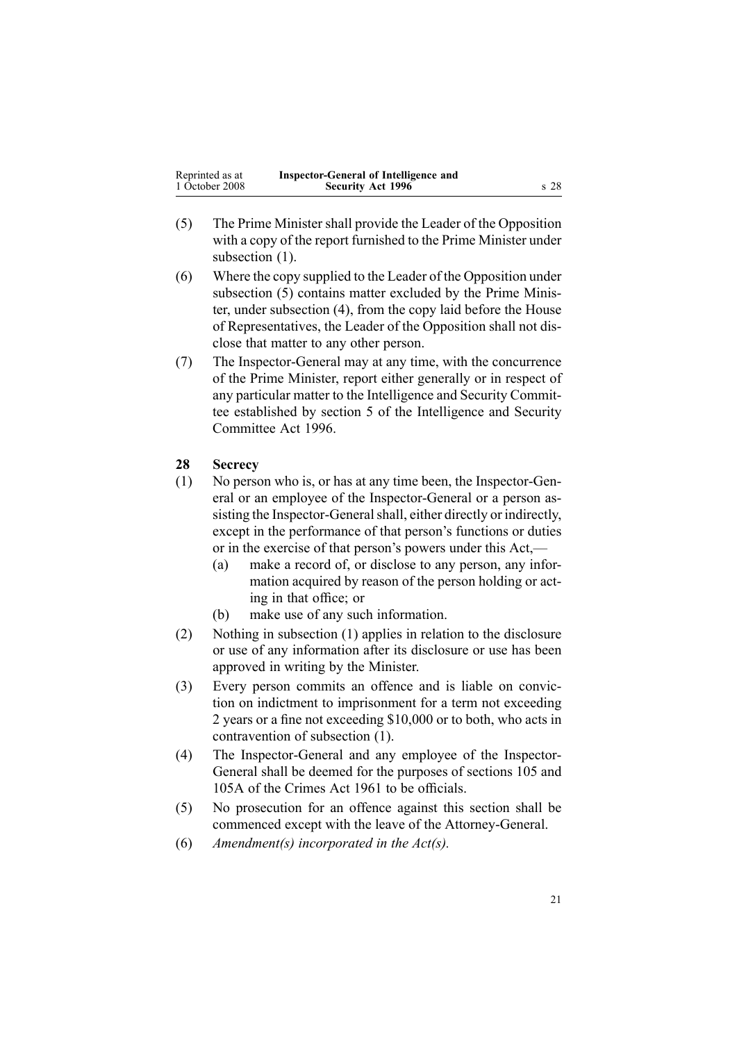(5) The Prime Minister shall provide the Leader of the Opposition with a copy of the report furnished to the Prime Minister under subsection (1).

(6) Where the copy supplied to the Leader of the Opposition under subsection (5) contains matter excluded by the Prime Minister, under subsection (4), from the copy laid before the House of Representatives, the Leader of the Opposition shall not disclose that matter to any other person.

(7) The Inspector-General may at any time, with the concurrence of the Prime Minister, report either generally or in respect of any particular matter to the Intelligence and Security Committee established by section 5 of the Intelligence and Security Committee Act 1996.

### 28 Secrecy

(1) No person who is, or has at any time been, the Inspector-General or an employee of the Inspector-General or a person assisting the Inspector-General shall, either directly or indirectly, except in the performance of that person's functions or duties or in the exercise of that person's powers under this Act,—

- (a) make a record of, or disclose to any person, any information acquired by reason of the person holding or acting in that office; or
- (b) make use of any such information.

(2) Nothing in subsection (1) applies in relation to the disclosure or use of any information after its disclosure or use has been approved in writing by the Minister.

(3) Every person commits an offence and is liable on conviction on indictment to imprisonment for a term not exceeding 2 years or a fine not exceeding $10,000 or to both, who acts in contravention of subsection (1).

(4) The Inspector-General and any employee of the Inspector-General shall be deemed for the purposes of sections 105 and 105A of the Crimes Act 1961 to be officials.

(5) No prosecution for an offence against this section shall be commenced except with the leave of the Attorney-General.

(6) *Amendment(s) incorporated in the Act(s).*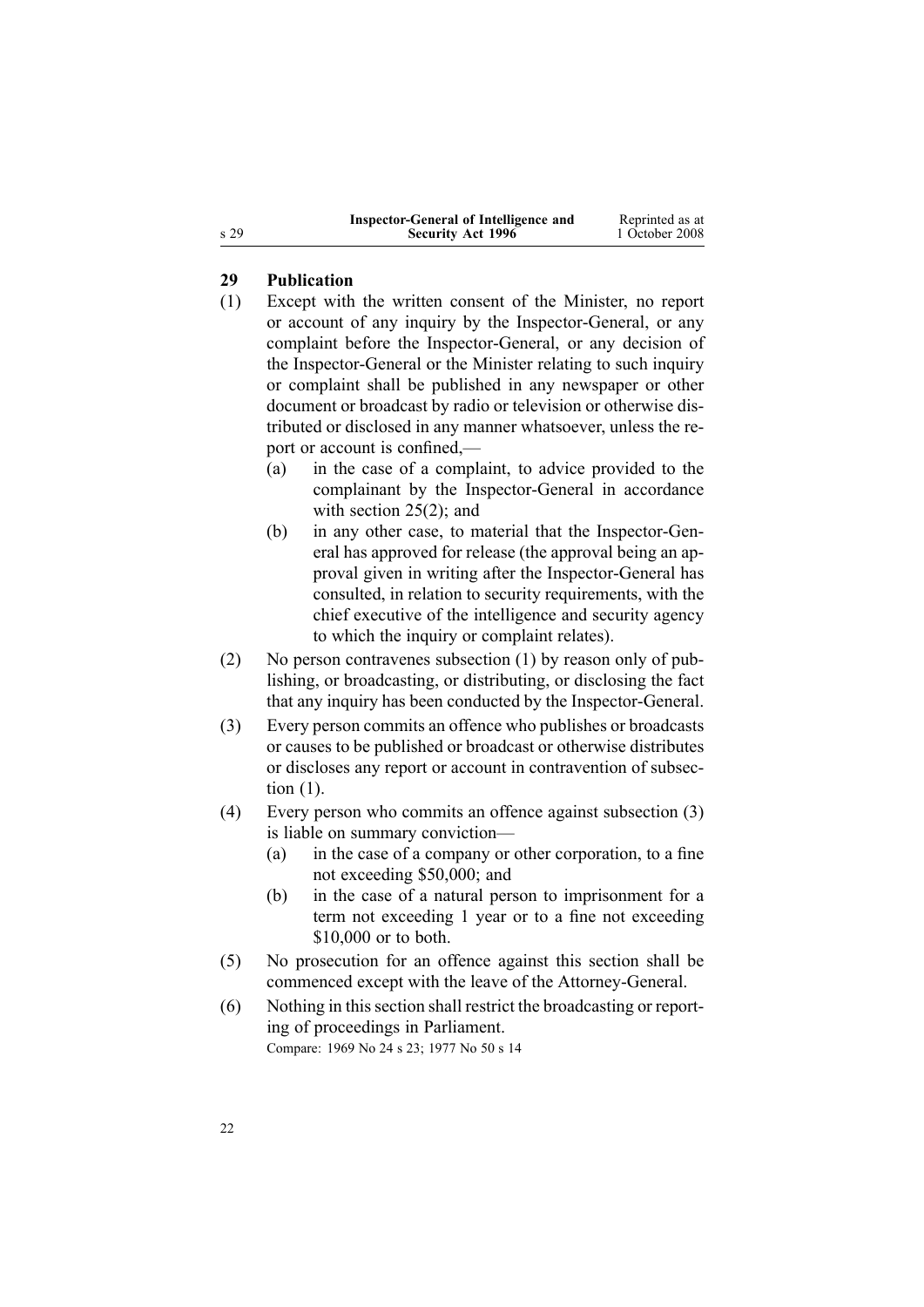## 29 Publication

(1) Except with the written consent of the Minister, no report or account of any inquiry by the Inspector-General, or any complaint before the Inspector-General, or any decision of the Inspector-General or the Minister relating to such inquiry or complaint shall be published in any newspaper or other document or broadcast by radio or television or otherwise distributed or disclosed in any manner whatsoever, unless the report or account is confined,—

- (a) in the case of a complaint, to advice provided to the complainant by the Inspector-General in accordance with section 25(2); and
- (b) in any other case, to material that the Inspector-General has approved for release (the approval being an approval given in writing after the Inspector-General has consulted, in relation to security requirements, with the chief executive of the intelligence and security agency to which the inquiry or complaint relates).

(2) No person contravenes subsection (1) by reason only of publishing, or broadcasting, or distributing, or disclosing the fact that any inquiry has been conducted by the Inspector-General.

(3) Every person commits an offence who publishes or broadcasts or causes to be published or broadcast or otherwise distributes or discloses any report or account in contravention of subsection (1).

(4) Every person who commits an offence against subsection (3) is liable on summary conviction—

- (a) in the case of a company or other corporation, to a fine not exceeding $50,000; and
- (b) in the case of a natural person to imprisonment for a term not exceeding 1 year or to a fine not exceeding $10,000 or to both.

(5) No prosecution for an offence against this section shall be commenced except with the leave of the Attorney-General.

(6) Nothing in this section shall restrict the broadcasting or reporting of proceedings in Parliament.

Compare: 1969 No 24 s 23; 1977 No 50 s 14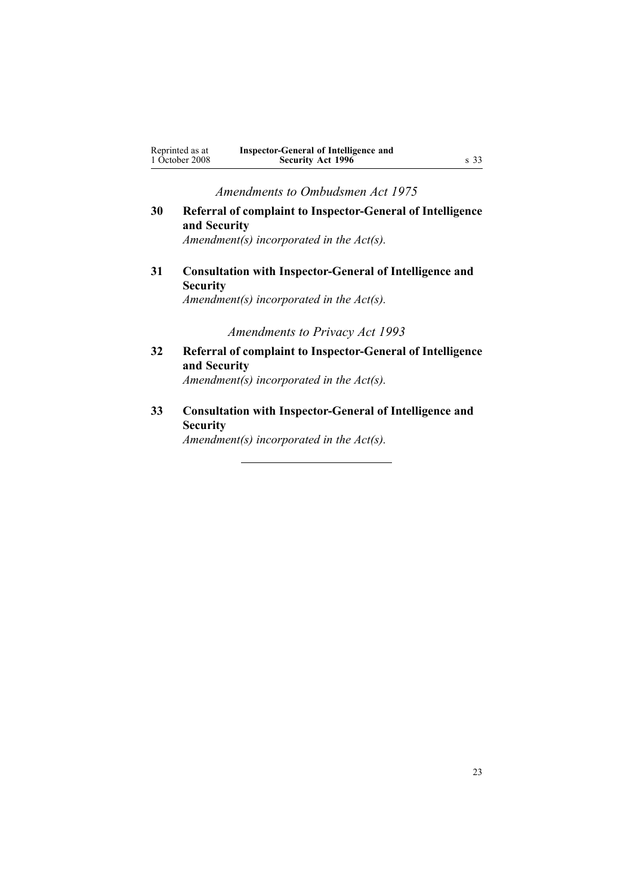*Amendments to Ombudsmen Act 1975*

**30 Referral of complaint to Inspector-General of Intelligence and Security**

*Amendment(s) incorporated in the Act(s).*

**31 Consultation with Inspector-General of Intelligence and Security**

*Amendment(s) incorporated in the Act(s).*

*Amendments to Privacy Act 1993*

**32 Referral of complaint to Inspector-General of Intelligence and Security**

*Amendment(s) incorporated in the Act(s).*

**33 Consultation with Inspector-General of Intelligence and Security**

*Amendment(s) incorporated in the Act(s).*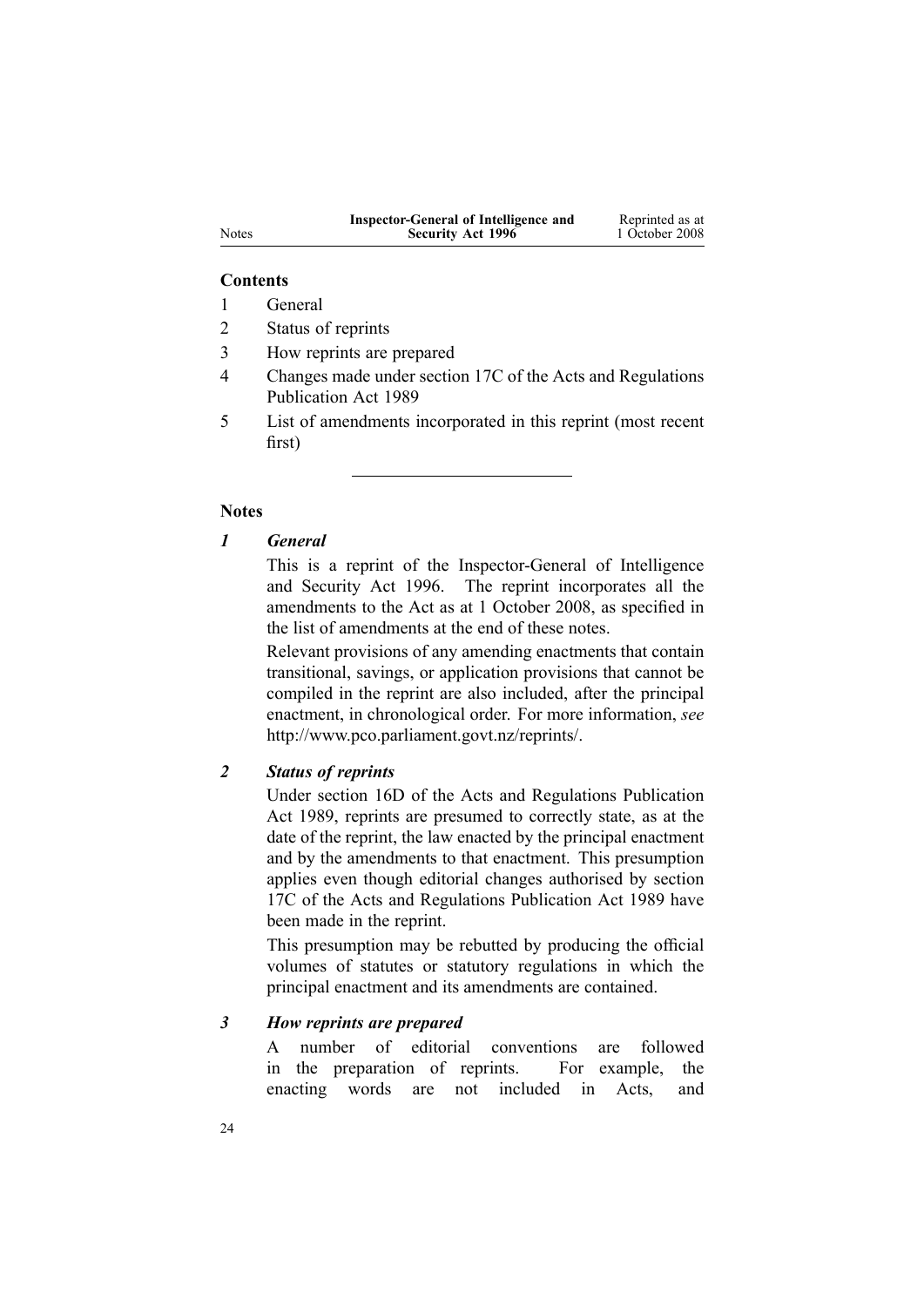## Contents

1 General

2 Status of reprints

3 How reprints are prepared

4 Changes made under section 17C of the Acts and Regulations Publication Act 1989

5 List of amendments incorporated in this reprint (most recent first)

---

## Notes

### *1 General*

This is a reprint of the Inspector-General of Intelligence and Security Act 1996. The reprint incorporates all the amendments to the Act as at 1 October 2008, as specified in the list of amendments at the end of these notes.

Relevant provisions of any amending enactments that contain transitional, savings, or application provisions that cannot be compiled in the reprint are also included, after the principal enactment, in chronological order. For more information, *see* http://www.pco.parliament.govt.nz/reprints/.

### *2 Status of reprints*

Under section 16D of the Acts and Regulations Publication Act 1989, reprints are presumed to correctly state, as at the date of the reprint, the law enacted by the principal enactment and by the amendments to that enactment. This presumption applies even though editorial changes authorised by section 17C of the Acts and Regulations Publication Act 1989 have been made in the reprint.

This presumption may be rebutted by producing the official volumes of statutes or statutory regulations in which the principal enactment and its amendments are contained.

### *3 How reprints are prepared*

A number of editorial conventions are followed in the preparation of reprints. For example, the enacting words are not included in Acts, and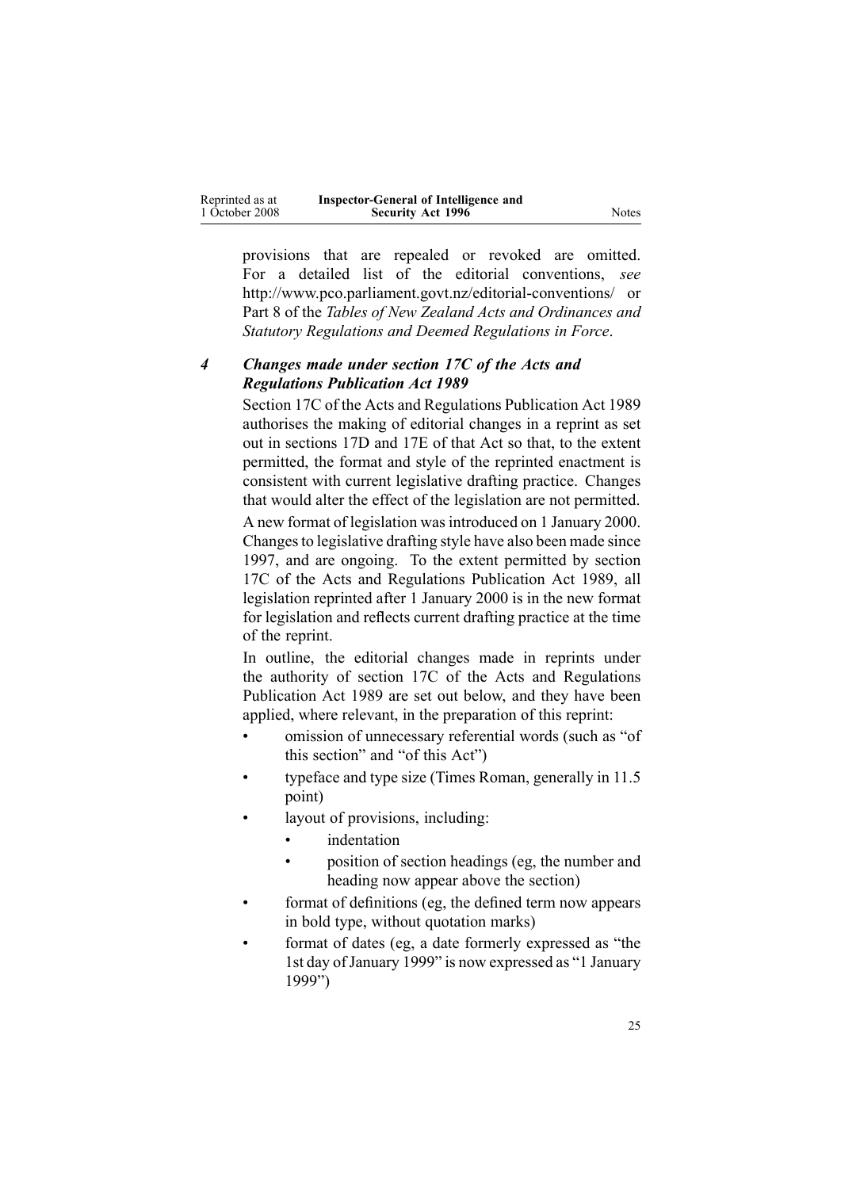provisions that are repealed or revoked are omitted. For a detailed list of the editorial conventions, *see* http://www.pco.parliament.govt.nz/editorial-conventions/ or Part 8 of the *Tables of New Zealand Acts and Ordinances and Statutory Regulations and Deemed Regulations in Force*.

### *4 Changes made under section 17C of the Acts and Regulations Publication Act 1989*

Section 17C of the Acts and Regulations Publication Act 1989 authorises the making of editorial changes in a reprint as set out in sections 17D and 17E of that Act so that, to the extent permitted, the format and style of the reprinted enactment is consistent with current legislative drafting practice. Changes that would alter the effect of the legislation are not permitted.

A new format of legislation was introduced on 1 January 2000. Changes to legislative drafting style have also been made since 1997, and are ongoing. To the extent permitted by section 17C of the Acts and Regulations Publication Act 1989, all legislation reprinted after 1 January 2000 is in the new format for legislation and reflects current drafting practice at the time of the reprint.

In outline, the editorial changes made in reprints under the authority of section 17C of the Acts and Regulations Publication Act 1989 are set out below, and they have been applied, where relevant, in the preparation of this reprint:

- omission of unnecessary referential words (such as "of this section" and "of this Act")
- typeface and type size (Times Roman, generally in 11.5 point)
- layout of provisions, including:
    - indentation
    - position of section headings (eg, the number and heading now appear above the section)
- format of definitions (eg, the defined term now appears in bold type, without quotation marks)
- format of dates (eg, a date formerly expressed as "the 1st day of January 1999" is now expressed as "1 January 1999")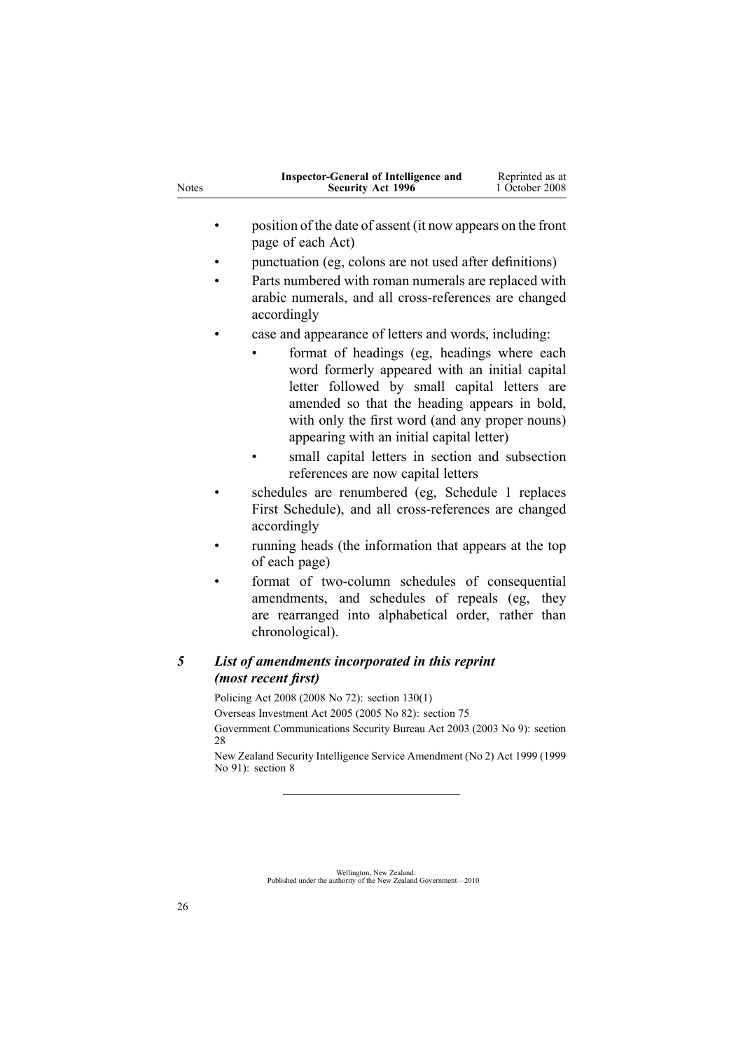- position of the date of assent (it now appears on the front page of each Act)
- punctuation (eg, colons are not used after definitions)
- Parts numbered with roman numerals are replaced with arabic numerals, and all cross-references are changed accordingly
- case and appearance of letters and words, including:
  - format of headings (eg, headings where each word formerly appeared with an initial capital letter followed by small capital letters are amended so that the heading appears in bold, with only the first word (and any proper nouns) appearing with an initial capital letter)
  - small capital letters in section and subsection references are now capital letters
- schedules are renumbered (eg, Schedule 1 replaces First Schedule), and all cross-references are changed accordingly
- running heads (the information that appears at the top of each page)
- format of two-column schedules of consequential amendments, and schedules of repeals (eg, they are rearranged into alphabetical order, rather than chronological).

## *5 List of amendments incorporated in this reprint (most recent first)*

Policing Act 2008 (2008 No 72): section 130(1)

Overseas Investment Act 2005 (2005 No 82): section 75

Government Communications Security Bureau Act 2003 (2003 No 9): section 28

New Zealand Security Intelligence Service Amendment (No 2) Act 1999 (1999 No 91): section 8

---

Wellington, New Zealand:
Published under the authority of the New Zealand Government—2010